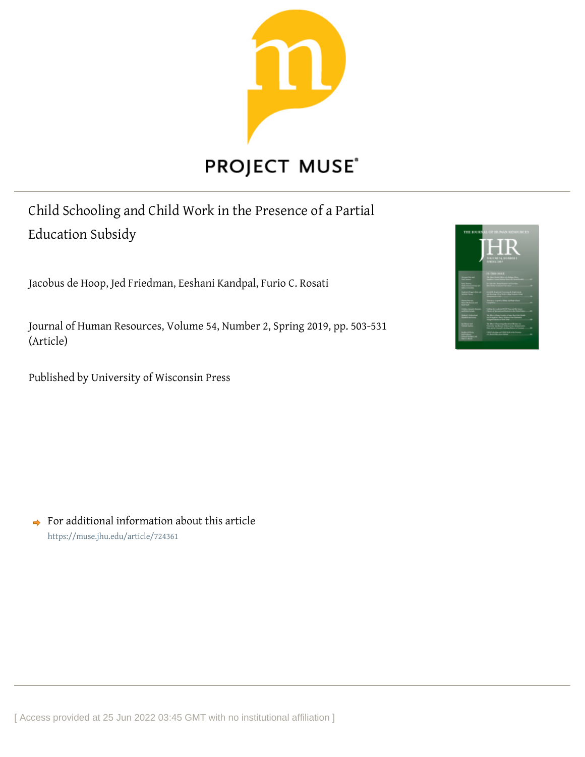PROJECT MUSE®

# Child Schooling and Child Work in the Presence of a Partial Education Subsidy

Jacobus de Hoop, Jed Friedman, Eeshani Kandpal, Furio C. Rosati

Journal of Human Resources, Volume 54, Number 2, Spring 2019, pp. 503-531 (Article)

Published by University of Wisconsin Press

For additional information about this article

https://muse.jhu.edu/article/724361

[ Access provided at 25 Jun 2022 03:45 GMT with no institutional affiliation ]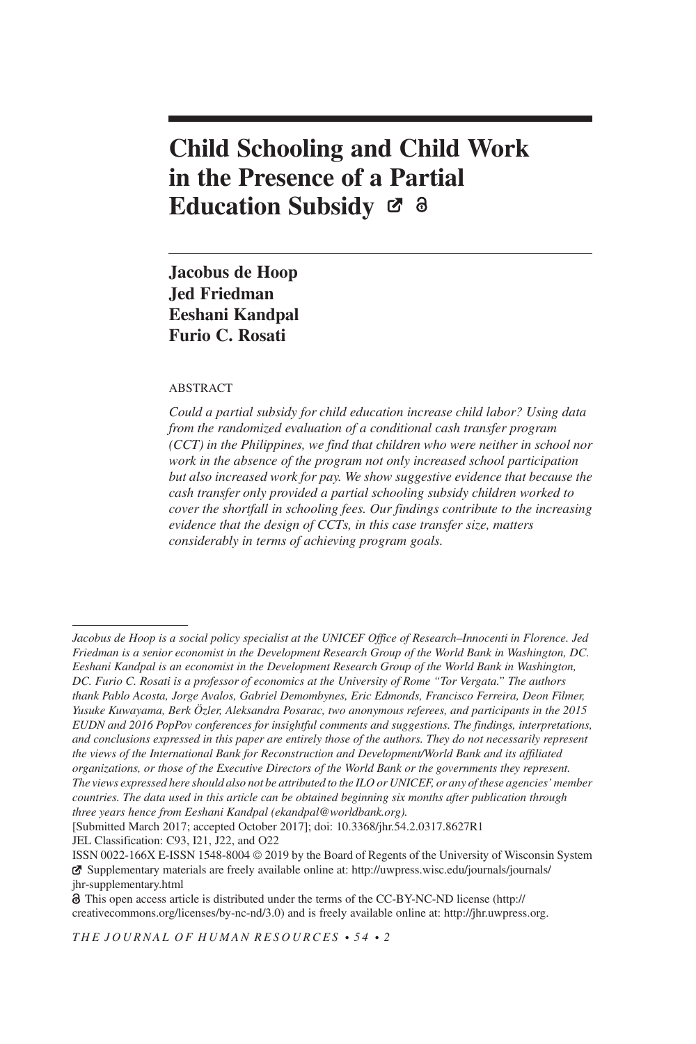# Child Schooling and Child Work in the Presence of a Partial Education Subsidy

**Jacobus de Hoop**
**Jed Friedman**
**Eeshani Kandpal**
**Furio C. Rosati**

ABSTRACT

*Could a partial subsidy for child education increase child labor? Using data from the randomized evaluation of a conditional cash transfer program (CCT) in the Philippines, we find that children who were neither in school nor work in the absence of the program not only increased school participation but also increased work for pay. We show suggestive evidence that because the cash transfer only provided a partial schooling subsidy children worked to cover the shortfall in schooling fees. Our findings contribute to the increasing evidence that the design of CCTs, in this case transfer size, matters considerably in terms of achieving program goals.*

---

*Jacobus de Hoop is a social policy specialist at the UNICEF Office of Research–Innocenti in Florence. Jed Friedman is a senior economist in the Development Research Group of the World Bank in Washington, DC. Eeshani Kandpal is an economist in the Development Research Group of the World Bank in Washington, DC. Furio C. Rosati is a professor of economics at the University of Rome "Tor Vergata." The authors thank Pablo Acosta, Jorge Avalos, Gabriel Demombynes, Eric Edmonds, Francisco Ferreira, Deon Filmer, Yusuke Kuwayama, Berk Özler, Aleksandra Posarac, two anonymous referees, and participants in the 2015 EUDN and 2016 PopPov conferences for insightful comments and suggestions. The findings, interpretations, and conclusions expressed in this paper are entirely those of the authors. They do not necessarily represent the views of the International Bank for Reconstruction and Development/World Bank and its affiliated organizations, or those of the Executive Directors of the World Bank or the governments they represent. The views expressed here should also not be attributed to the ILO or UNICEF, or any of these agencies' member countries. The data used in this article can be obtained beginning six months after publication through three years hence from Eeshani Kandpal (ekandpal@worldbank.org).*

[Submitted March 2017; accepted October 2017]; doi: 10.3368/jhr.54.2.0317.8627R1

JEL Classification: C93, I21, J22, and O22

ISSN 0022-166X E-ISSN 1548-8004 © 2019 by the Board of Regents of the University of Wisconsin System

Supplementary materials are freely available online at: http://uwpress.wisc.edu/journals/journals/jhr-supplementary.html

This open access article is distributed under the terms of the CC-BY-NC-ND license (http://creativecommons.org/licenses/by-nc-nd/3.0) and is freely available online at: http://jhr.uwpress.org.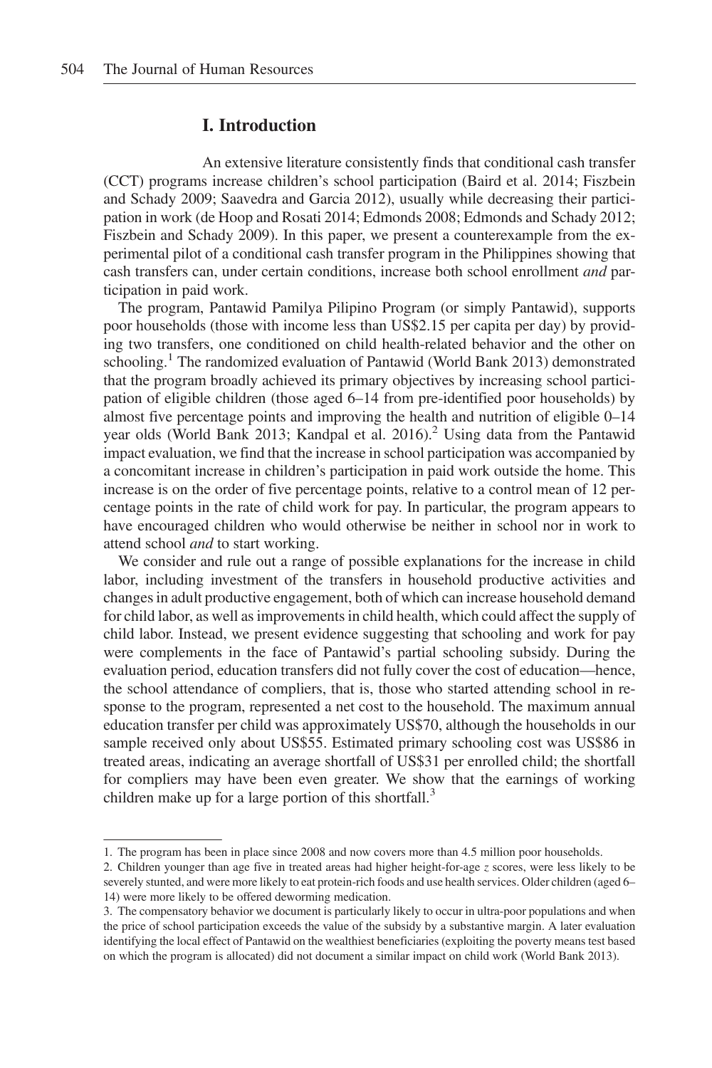## I. Introduction

An extensive literature consistently finds that conditional cash transfer (CCT) programs increase children's school participation (Baird et al. 2014; Fiszbein and Schady 2009; Saavedra and Garcia 2012), usually while decreasing their participation in work (de Hoop and Rosati 2014; Edmonds 2008; Edmonds and Schady 2012; Fiszbein and Schady 2009). In this paper, we present a counterexample from the experimental pilot of a conditional cash transfer program in the Philippines showing that cash transfers can, under certain conditions, increase both school enrollment *and* participation in paid work.

The program, Pantawid Pamilya Pilipino Program (or simply Pantawid), supports poor households (those with income less than US$2.15 per capita per day) by providing two transfers, one conditioned on child health-related behavior and the other on schooling.[1] The randomized evaluation of Pantawid (World Bank 2013) demonstrated that the program broadly achieved its primary objectives by increasing school participation of eligible children (those aged 6–14 from pre-identified poor households) by almost five percentage points and improving the health and nutrition of eligible 0–14 year olds (World Bank 2013; Kandpal et al. 2016).[2] Using data from the Pantawid impact evaluation, we find that the increase in school participation was accompanied by a concomitant increase in children's participation in paid work outside the home. This increase is on the order of five percentage points, relative to a control mean of 12 percentage points in the rate of child work for pay. In particular, the program appears to have encouraged children who would otherwise be neither in school nor in work to attend school *and* to start working.

We consider and rule out a range of possible explanations for the increase in child labor, including investment of the transfers in household productive activities and changes in adult productive engagement, both of which can increase household demand for child labor, as well as improvements in child health, which could affect the supply of child labor. Instead, we present evidence suggesting that schooling and work for pay were complements in the face of Pantawid's partial schooling subsidy. During the evaluation period, education transfers did not fully cover the cost of education—hence, the school attendance of compliers, that is, those who started attending school in response to the program, represented a net cost to the household. The maximum annual education transfer per child was approximately US$70, although the households in our sample received only about US$55. Estimated primary schooling cost was US$86 in treated areas, indicating an average shortfall of US$31 per enrolled child; the shortfall for compliers may have been even greater. We show that the earnings of working children make up for a large portion of this shortfall.[3]

---

1. The program has been in place since 2008 and now covers more than 4.5 million poor households.

2. Children younger than age five in treated areas had higher height-for-age *z* scores, were less likely to be severely stunted, and were more likely to eat protein-rich foods and use health services. Older children (aged 6–14) were more likely to be offered deworming medication.

3. The compensatory behavior we document is particularly likely to occur in ultra-poor populations and when the price of school participation exceeds the value of the subsidy by a substantive margin. A later evaluation identifying the local effect of Pantawid on the wealthiest beneficiaries (exploiting the poverty means test based on which the program is allocated) did not document a similar impact on child work (World Bank 2013).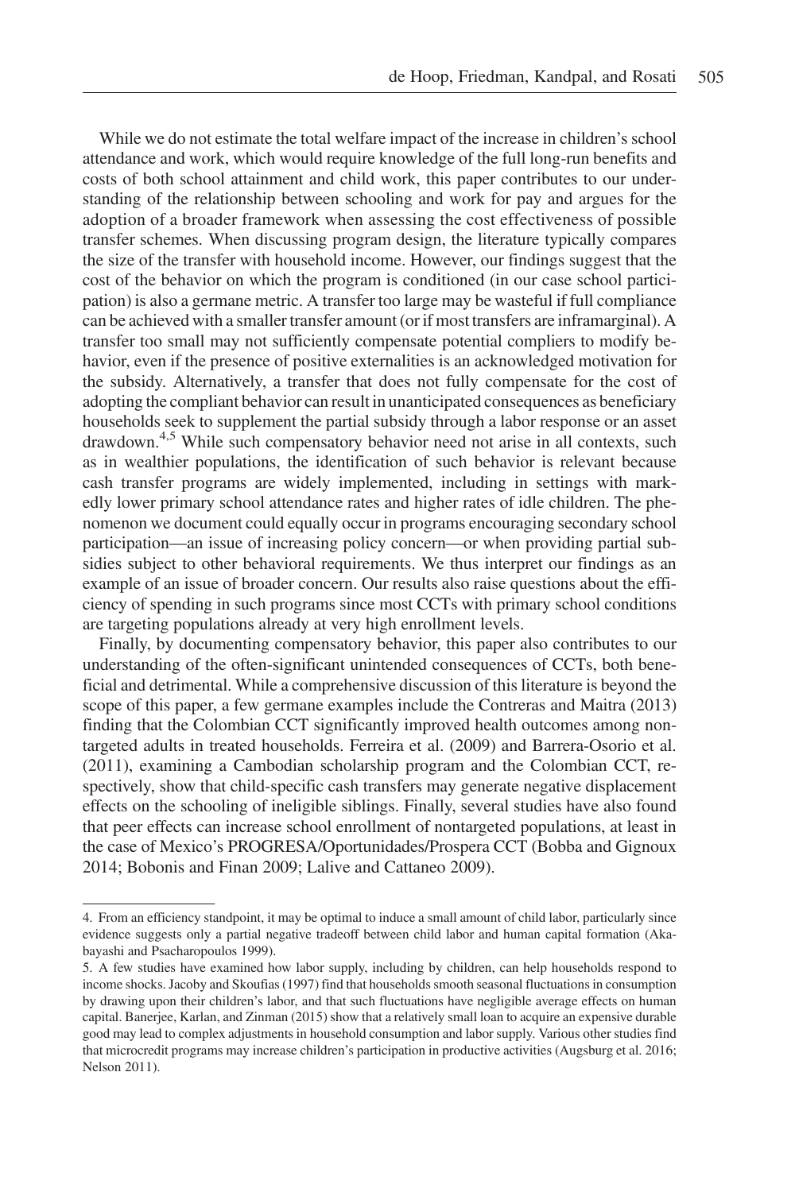While we do not estimate the total welfare impact of the increase in children's school attendance and work, which would require knowledge of the full long-run benefits and costs of both school attainment and child work, this paper contributes to our understanding of the relationship between schooling and work for pay and argues for the adoption of a broader framework when assessing the cost effectiveness of possible transfer schemes. When discussing program design, the literature typically compares the size of the transfer with household income. However, our findings suggest that the cost of the behavior on which the program is conditioned (in our case school participation) is also a germane metric. A transfer too large may be wasteful if full compliance can be achieved with a smaller transfer amount (or if most transfers are inframarginal). A transfer too small may not sufficiently compensate potential compliers to modify behavior, even if the presence of positive externalities is an acknowledged motivation for the subsidy. Alternatively, a transfer that does not fully compensate for the cost of adopting the compliant behavior can result in unanticipated consequences as beneficiary households seek to supplement the partial subsidy through a labor response or an asset drawdown.[4,5] While such compensatory behavior need not arise in all contexts, such as in wealthier populations, the identification of such behavior is relevant because cash transfer programs are widely implemented, including in settings with markedly lower primary school attendance rates and higher rates of idle children. The phenomenon we document could equally occur in programs encouraging secondary school participation—an issue of increasing policy concern—or when providing partial subsidies subject to other behavioral requirements. We thus interpret our findings as an example of an issue of broader concern. Our results also raise questions about the efficiency of spending in such programs since most CCTs with primary school conditions are targeting populations already at very high enrollment levels.

Finally, by documenting compensatory behavior, this paper also contributes to our understanding of the often-significant unintended consequences of CCTs, both beneficial and detrimental. While a comprehensive discussion of this literature is beyond the scope of this paper, a few germane examples include the Contreras and Maitra (2013) finding that the Colombian CCT significantly improved health outcomes among nontargeted adults in treated households. Ferreira et al. (2009) and Barrera-Osorio et al. (2011), examining a Cambodian scholarship program and the Colombian CCT, respectively, show that child-specific cash transfers may generate negative displacement effects on the schooling of ineligible siblings. Finally, several studies have also found that peer effects can increase school enrollment of nontargeted populations, at least in the case of Mexico's PROGRESA/Oportunidades/Prospera CCT (Bobba and Gignoux 2014; Bobonis and Finan 2009; Lalive and Cattaneo 2009).

4. From an efficiency standpoint, it may be optimal to induce a small amount of child labor, particularly since evidence suggests only a partial negative tradeoff between child labor and human capital formation (Akabayashi and Psacharopoulos 1999).

5. A few studies have examined how labor supply, including by children, can help households respond to income shocks. Jacoby and Skoufias (1997) find that households smooth seasonal fluctuations in consumption by drawing upon their children's labor, and that such fluctuations have negligible average effects on human capital. Banerjee, Karlan, and Zinman (2015) show that a relatively small loan to acquire an expensive durable good may lead to complex adjustments in household consumption and labor supply. Various other studies find that microcredit programs may increase children's participation in productive activities (Augsburg et al. 2016; Nelson 2011).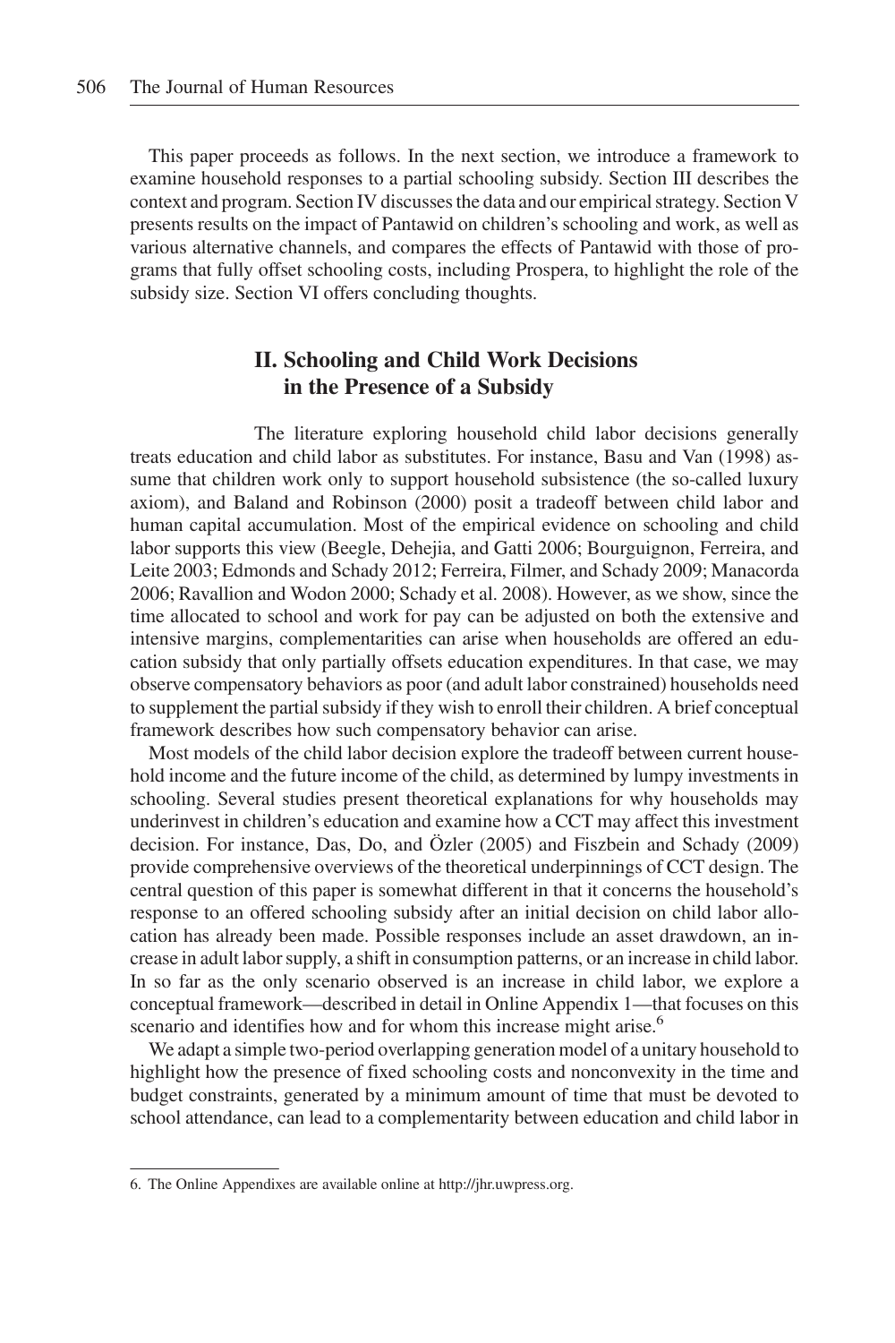This paper proceeds as follows. In the next section, we introduce a framework to examine household responses to a partial schooling subsidy. Section III describes the context and program. Section IV discusses the data and our empirical strategy. Section V presents results on the impact of Pantawid on children's schooling and work, as well as various alternative channels, and compares the effects of Pantawid with those of programs that fully offset schooling costs, including Prospera, to highlight the role of the subsidy size. Section VI offers concluding thoughts.

## II. Schooling and Child Work Decisions in the Presence of a Subsidy

The literature exploring household child labor decisions generally treats education and child labor as substitutes. For instance, Basu and Van (1998) assume that children work only to support household subsistence (the so-called luxury axiom), and Baland and Robinson (2000) posit a tradeoff between child labor and human capital accumulation. Most of the empirical evidence on schooling and child labor supports this view (Beegle, Dehejia, and Gatti 2006; Bourguignon, Ferreira, and Leite 2003; Edmonds and Schady 2012; Ferreira, Filmer, and Schady 2009; Manacorda 2006; Ravallion and Wodon 2000; Schady et al. 2008). However, as we show, since the time allocated to school and work for pay can be adjusted on both the extensive and intensive margins, complementarities can arise when households are offered an education subsidy that only partially offsets education expenditures. In that case, we may observe compensatory behaviors as poor (and adult labor constrained) households need to supplement the partial subsidy if they wish to enroll their children. A brief conceptual framework describes how such compensatory behavior can arise.

Most models of the child labor decision explore the tradeoff between current household income and the future income of the child, as determined by lumpy investments in schooling. Several studies present theoretical explanations for why households may underinvest in children's education and examine how a CCT may affect this investment decision. For instance, Das, Do, and Özler (2005) and Fiszbein and Schady (2009) provide comprehensive overviews of the theoretical underpinnings of CCT design. The central question of this paper is somewhat different in that it concerns the household's response to an offered schooling subsidy after an initial decision on child labor allocation has already been made. Possible responses include an asset drawdown, an increase in adult labor supply, a shift in consumption patterns, or an increase in child labor. In so far as the only scenario observed is an increase in child labor, we explore a conceptual framework—described in detail in Online Appendix 1—that focuses on this scenario and identifies how and for whom this increase might arise.[6]

We adapt a simple two-period overlapping generation model of a unitary household to highlight how the presence of fixed schooling costs and nonconvexity in the time and budget constraints, generated by a minimum amount of time that must be devoted to school attendance, can lead to a complementarity between education and child labor in

---

6. The Online Appendixes are available online at http://jhr.uwpress.org.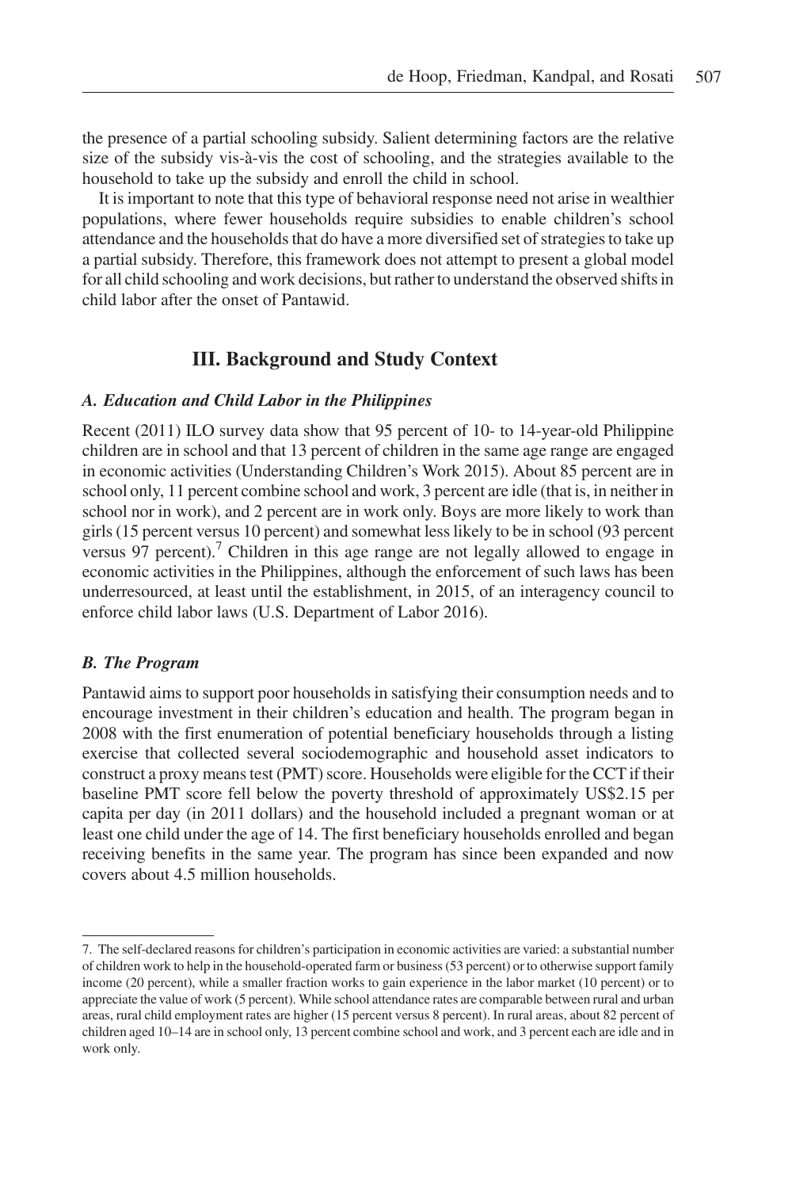the presence of a partial schooling subsidy. Salient determining factors are the relative size of the subsidy vis-à-vis the cost of schooling, and the strategies available to the household to take up the subsidy and enroll the child in school.

It is important to note that this type of behavioral response need not arise in wealthier populations, where fewer households require subsidies to enable children's school attendance and the households that do have a more diversified set of strategies to take up a partial subsidy. Therefore, this framework does not attempt to present a global model for all child schooling and work decisions, but rather to understand the observed shifts in child labor after the onset of Pantawid.

## III. Background and Study Context

### *A. Education and Child Labor in the Philippines*

Recent (2011) ILO survey data show that 95 percent of 10- to 14-year-old Philippine children are in school and that 13 percent of children in the same age range are engaged in economic activities (Understanding Children's Work 2015). About 85 percent are in school only, 11 percent combine school and work, 3 percent are idle (that is, in neither in school nor in work), and 2 percent are in work only. Boys are more likely to work than girls (15 percent versus 10 percent) and somewhat less likely to be in school (93 percent versus 97 percent).[7] Children in this age range are not legally allowed to engage in economic activities in the Philippines, although the enforcement of such laws has been underresourced, at least until the establishment, in 2015, of an interagency council to enforce child labor laws (U.S. Department of Labor 2016).

### *B. The Program*

Pantawid aims to support poor households in satisfying their consumption needs and to encourage investment in their children's education and health. The program began in 2008 with the first enumeration of potential beneficiary households through a listing exercise that collected several sociodemographic and household asset indicators to construct a proxy means test (PMT) score. Households were eligible for the CCT if their baseline PMT score fell below the poverty threshold of approximately US$2.15 per capita per day (in 2011 dollars) and the household included a pregnant woman or at least one child under the age of 14. The first beneficiary households enrolled and began receiving benefits in the same year. The program has since been expanded and now covers about 4.5 million households.

---

7. The self-declared reasons for children's participation in economic activities are varied: a substantial number of children work to help in the household-operated farm or business (53 percent) or to otherwise support family income (20 percent), while a smaller fraction works to gain experience in the labor market (10 percent) or to appreciate the value of work (5 percent). While school attendance rates are comparable between rural and urban areas, rural child employment rates are higher (15 percent versus 8 percent). In rural areas, about 82 percent of children aged 10–14 are in school only, 13 percent combine school and work, and 3 percent each are idle and in work only.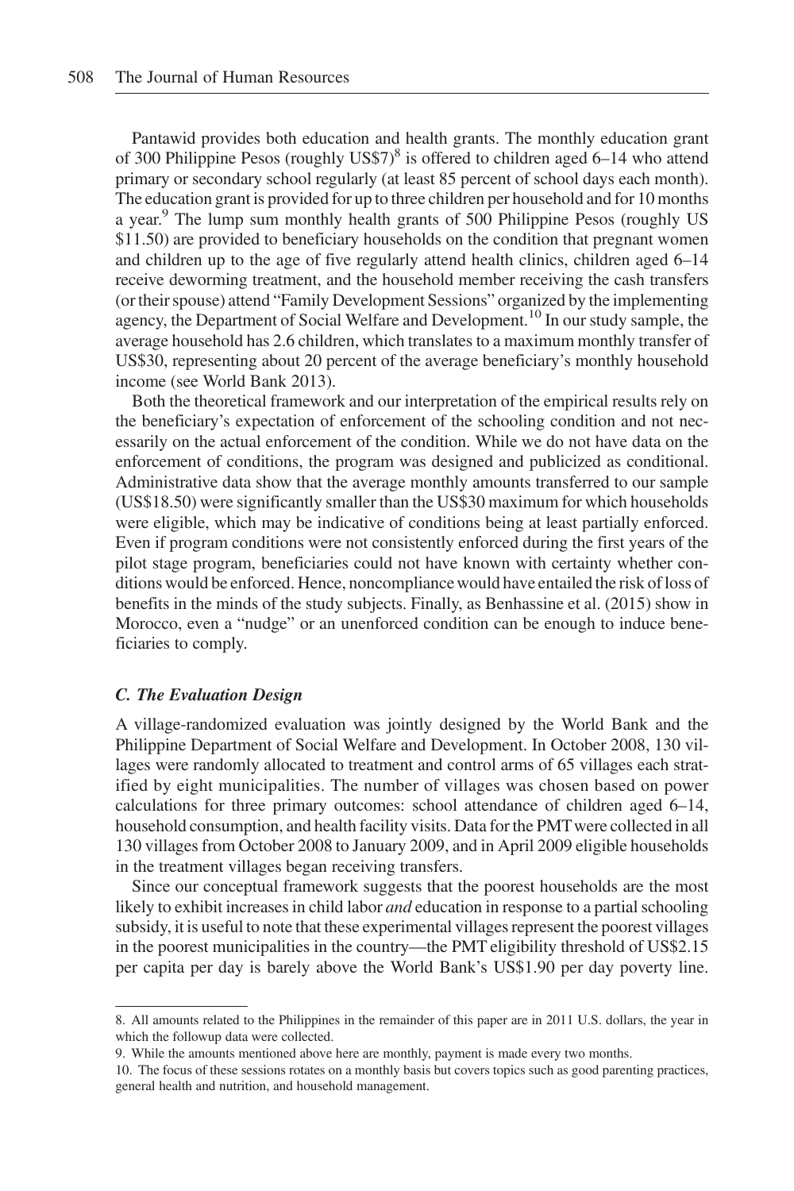Pantawid provides both education and health grants. The monthly education grant of 300 Philippine Pesos (roughly US$7)[8] is offered to children aged 6–14 who attend primary or secondary school regularly (at least 85 percent of school days each month). The education grant is provided for up to three children per household and for 10 months a year.[9] The lump sum monthly health grants of 500 Philippine Pesos (roughly US $11.50) are provided to beneficiary households on the condition that pregnant women and children up to the age of five regularly attend health clinics, children aged 6–14 receive deworming treatment, and the household member receiving the cash transfers (or their spouse) attend "Family Development Sessions" organized by the implementing agency, the Department of Social Welfare and Development.[10] In our study sample, the average household has 2.6 children, which translates to a maximum monthly transfer of US$30, representing about 20 percent of the average beneficiary's monthly household income (see World Bank 2013).

Both the theoretical framework and our interpretation of the empirical results rely on the beneficiary's expectation of enforcement of the schooling condition and not necessarily on the actual enforcement of the condition. While we do not have data on the enforcement of conditions, the program was designed and publicized as conditional. Administrative data show that the average monthly amounts transferred to our sample (US$18.50) were significantly smaller than the US$30 maximum for which households were eligible, which may be indicative of conditions being at least partially enforced. Even if program conditions were not consistently enforced during the first years of the pilot stage program, beneficiaries could not have known with certainty whether conditions would be enforced. Hence, noncompliance would have entailed the risk of loss of benefits in the minds of the study subjects. Finally, as Benhassine et al. (2015) show in Morocco, even a "nudge" or an unenforced condition can be enough to induce beneficiaries to comply.

### *C. The Evaluation Design*

A village-randomized evaluation was jointly designed by the World Bank and the Philippine Department of Social Welfare and Development. In October 2008, 130 villages were randomly allocated to treatment and control arms of 65 villages each stratified by eight municipalities. The number of villages was chosen based on power calculations for three primary outcomes: school attendance of children aged 6–14, household consumption, and health facility visits. Data for the PMT were collected in all 130 villages from October 2008 to January 2009, and in April 2009 eligible households in the treatment villages began receiving transfers.

Since our conceptual framework suggests that the poorest households are the most likely to exhibit increases in child labor *and* education in response to a partial schooling subsidy, it is useful to note that these experimental villages represent the poorest villages in the poorest municipalities in the country—the PMT eligibility threshold of US$2.15 per capita per day is barely above the World Bank's US$1.90 per day poverty line.

8. All amounts related to the Philippines in the remainder of this paper are in 2011 U.S. dollars, the year in which the followup data were collected.

9. While the amounts mentioned above here are monthly, payment is made every two months.

10. The focus of these sessions rotates on a monthly basis but covers topics such as good parenting practices, general health and nutrition, and household management.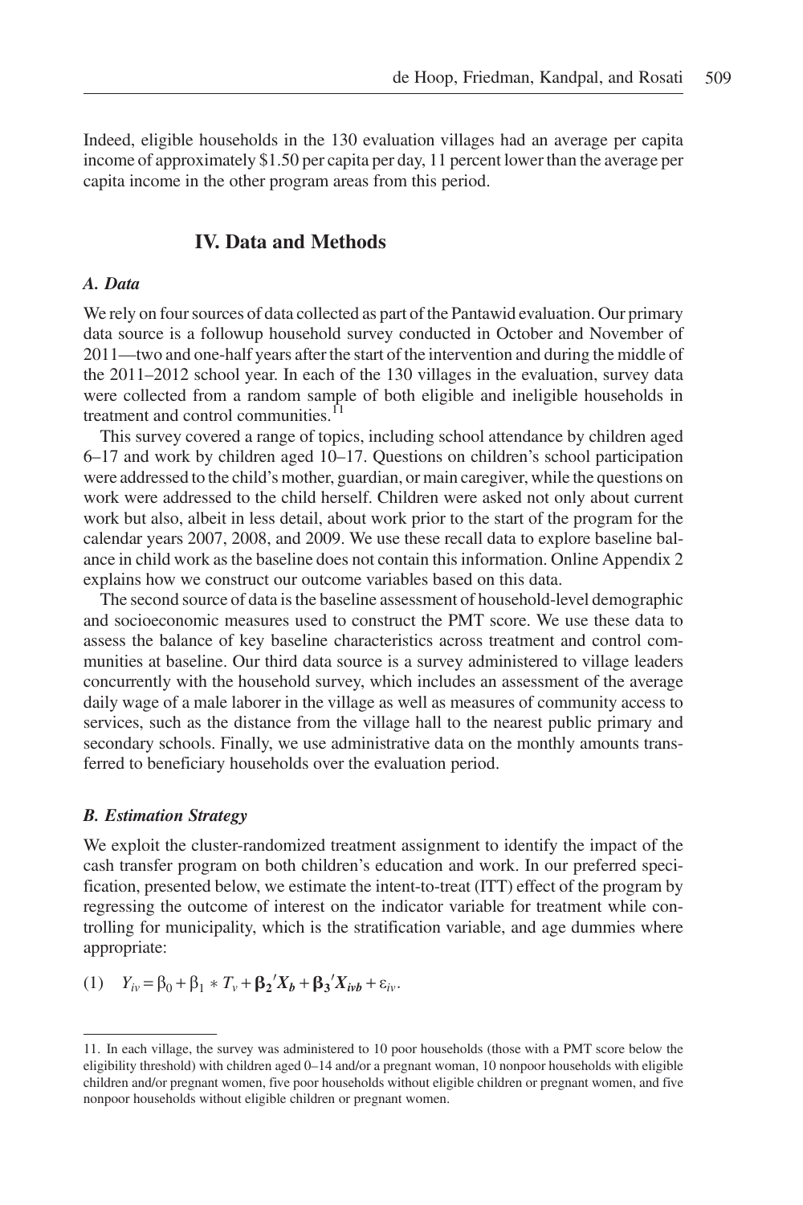Indeed, eligible households in the 130 evaluation villages had an average per capita income of approximately \$1.50 per capita per day, 11 percent lower than the average per capita income in the other program areas from this period.

## IV. Data and Methods

### *A. Data*

We rely on four sources of data collected as part of the Pantawid evaluation. Our primary data source is a followup household survey conducted in October and November of 2011—two and one-half years after the start of the intervention and during the middle of the 2011–2012 school year. In each of the 130 villages in the evaluation, survey data were collected from a random sample of both eligible and ineligible households in treatment and control communities.[11]

This survey covered a range of topics, including school attendance by children aged 6–17 and work by children aged 10–17. Questions on children's school participation were addressed to the child's mother, guardian, or main caregiver, while the questions on work were addressed to the child herself. Children were asked not only about current work but also, albeit in less detail, about work prior to the start of the program for the calendar years 2007, 2008, and 2009. We use these recall data to explore baseline balance in child work as the baseline does not contain this information. Online Appendix 2 explains how we construct our outcome variables based on this data.

The second source of data is the baseline assessment of household-level demographic and socioeconomic measures used to construct the PMT score. We use these data to assess the balance of key baseline characteristics across treatment and control communities at baseline. Our third data source is a survey administered to village leaders concurrently with the household survey, which includes an assessment of the average daily wage of a male laborer in the village as well as measures of community access to services, such as the distance from the village hall to the nearest public primary and secondary schools. Finally, we use administrative data on the monthly amounts transferred to beneficiary households over the evaluation period.

### *B. Estimation Strategy*

We exploit the cluster-randomized treatment assignment to identify the impact of the cash transfer program on both children's education and work. In our preferred specification, presented below, we estimate the intent-to-treat (ITT) effect of the program by regressing the outcome of interest on the indicator variable for treatment while controlling for municipality, which is the stratification variable, and age dummies where appropriate:

$$(1) \quad Y_{iv} = \beta_0 + \beta_1 * T_v + \boldsymbol{\beta_2}'\boldsymbol{X_b} + \boldsymbol{\beta_3}'\boldsymbol{X_{ivb}} + \varepsilon_{iv}.$$

---

11. In each village, the survey was administered to 10 poor households (those with a PMT score below the eligibility threshold) with children aged 0–14 and/or a pregnant woman, 10 nonpoor households with eligible children and/or pregnant women, five poor households without eligible children or pregnant women, and five nonpoor households without eligible children or pregnant women.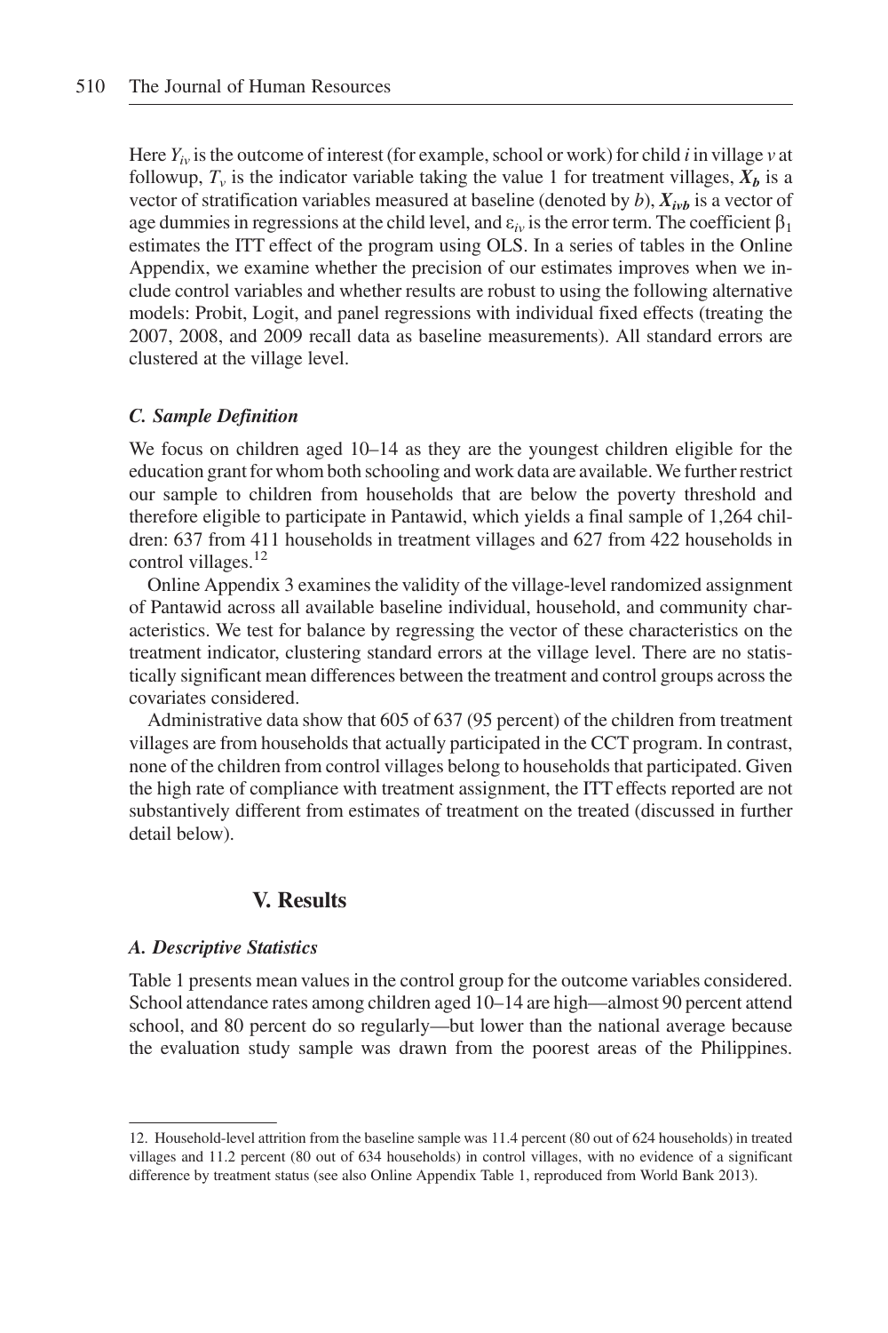Here $Y_{iv}$ is the outcome of interest (for example, school or work) for child $i$ in village $v$ at followup, $T_v$ is the indicator variable taking the value 1 for treatment villages, $\boldsymbol{X_b}$ is a vector of stratification variables measured at baseline (denoted by $b$), $\boldsymbol{X_{ivb}}$ is a vector of age dummies in regressions at the child level, and $\varepsilon_{iv}$ is the error term. The coefficient $\beta_1$ estimates the ITT effect of the program using OLS. In a series of tables in the Online Appendix, we examine whether the precision of our estimates improves when we include control variables and whether results are robust to using the following alternative models: Probit, Logit, and panel regressions with individual fixed effects (treating the 2007, 2008, and 2009 recall data as baseline measurements). All standard errors are clustered at the village level.

### *C. Sample Definition*

We focus on children aged 10–14 as they are the youngest children eligible for the education grant for whom both schooling and work data are available. We further restrict our sample to children from households that are below the poverty threshold and therefore eligible to participate in Pantawid, which yields a final sample of 1,264 children: 637 from 411 households in treatment villages and 627 from 422 households in control villages.[12]

Online Appendix 3 examines the validity of the village-level randomized assignment of Pantawid across all available baseline individual, household, and community characteristics. We test for balance by regressing the vector of these characteristics on the treatment indicator, clustering standard errors at the village level. There are no statistically significant mean differences between the treatment and control groups across the covariates considered.

Administrative data show that 605 of 637 (95 percent) of the children from treatment villages are from households that actually participated in the CCT program. In contrast, none of the children from control villages belong to households that participated. Given the high rate of compliance with treatment assignment, the ITT effects reported are not substantively different from estimates of treatment on the treated (discussed in further detail below).

## V. Results

### *A. Descriptive Statistics*

Table 1 presents mean values in the control group for the outcome variables considered. School attendance rates among children aged 10–14 are high—almost 90 percent attend school, and 80 percent do so regularly—but lower than the national average because the evaluation study sample was drawn from the poorest areas of the Philippines.

---

12. Household-level attrition from the baseline sample was 11.4 percent (80 out of 624 households) in treated villages and 11.2 percent (80 out of 634 households) in control villages, with no evidence of a significant difference by treatment status (see also Online Appendix Table 1, reproduced from World Bank 2013).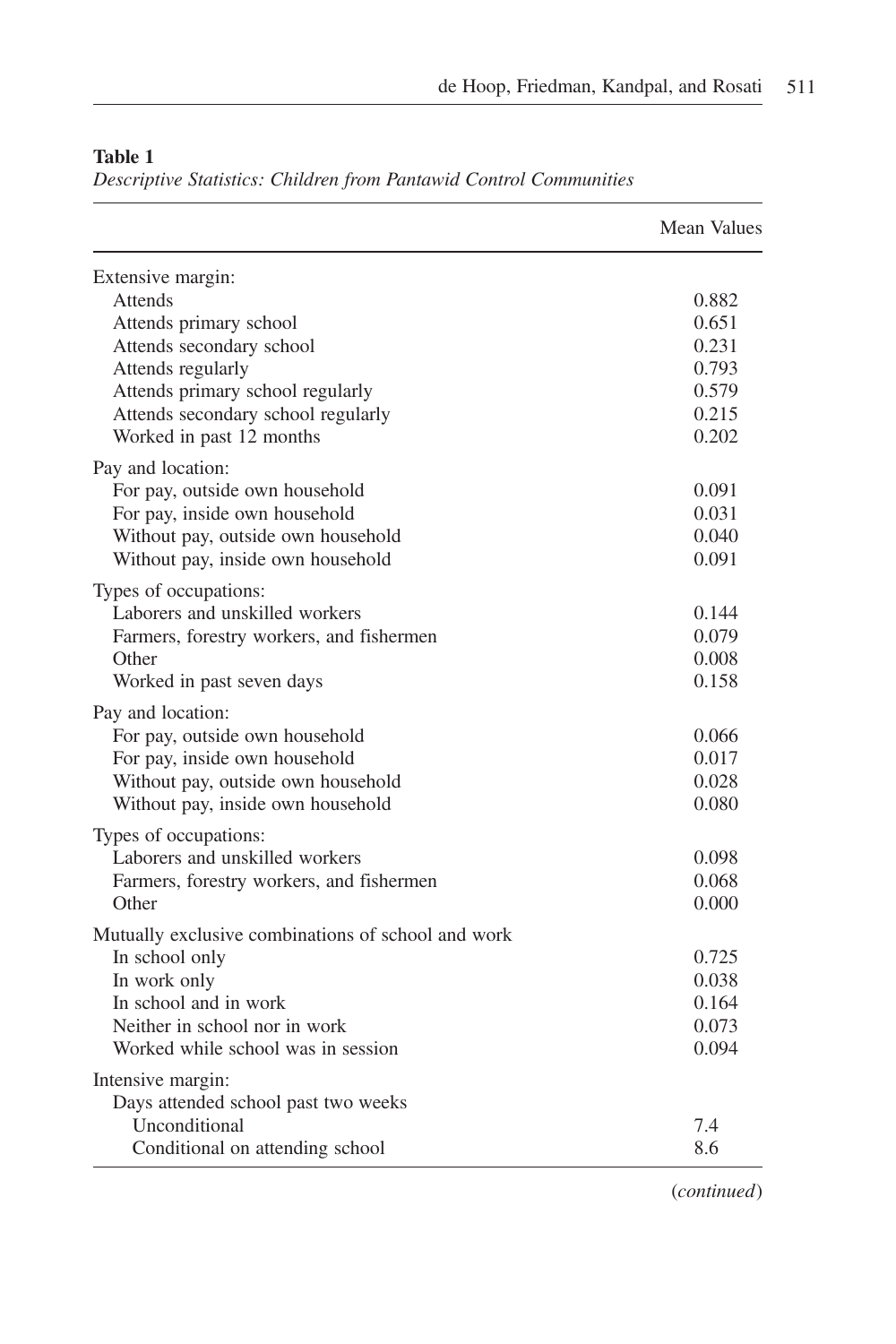**Table 1**

*Descriptive Statistics: Children from Pantawid Control Communities*

| | Mean Values |
|---|---|
| Extensive margin: | |
| Attends | 0.882 |
| Attends primary school | 0.651 |
| Attends secondary school | 0.231 |
| Attends regularly | 0.793 |
| Attends primary school regularly | 0.579 |
| Attends secondary school regularly | 0.215 |
| Worked in past 12 months | 0.202 |
| Pay and location: | |
| For pay, outside own household | 0.091 |
| For pay, inside own household | 0.031 |
| Without pay, outside own household | 0.040 |
| Without pay, inside own household | 0.091 |
| Types of occupations: | |
| Laborers and unskilled workers | 0.144 |
| Farmers, forestry workers, and fishermen | 0.079 |
| Other | 0.008 |
| Worked in past seven days | 0.158 |
| Pay and location: | |
| For pay, outside own household | 0.066 |
| For pay, inside own household | 0.017 |
| Without pay, outside own household | 0.028 |
| Without pay, inside own household | 0.080 |
| Types of occupations: | |
| Laborers and unskilled workers | 0.098 |
| Farmers, forestry workers, and fishermen | 0.068 |
| Other | 0.000 |
| Mutually exclusive combinations of school and work | |
| In school only | 0.725 |
| In work only | 0.038 |
| In school and in work | 0.164 |
| Neither in school nor in work | 0.073 |
| Worked while school was in session | 0.094 |
| Intensive margin: | |
| Days attended school past two weeks | |
| Unconditional | 7.4 |
| Conditional on attending school | 8.6 |

(*continued*)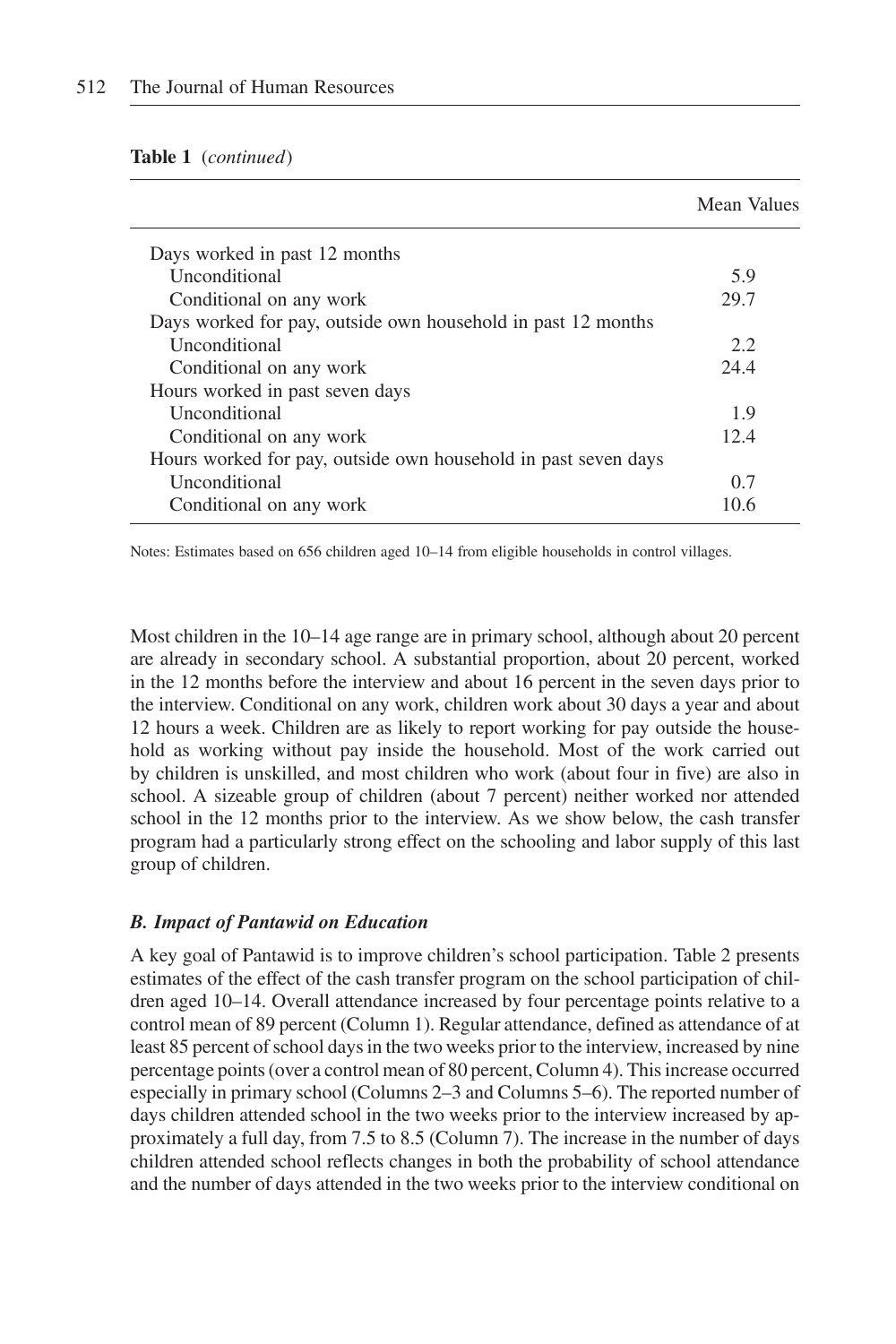**Table 1** (*continued*)

| | Mean Values |
|---|---|
| Days worked in past 12 months | |
| Unconditional | 5.9 |
| Conditional on any work | 29.7 |
| Days worked for pay, outside own household in past 12 months | |
| Unconditional | 2.2 |
| Conditional on any work | 24.4 |
| Hours worked in past seven days | |
| Unconditional | 1.9 |
| Conditional on any work | 12.4 |
| Hours worked for pay, outside own household in past seven days | |
| Unconditional | 0.7 |
| Conditional on any work | 10.6 |

Notes: Estimates based on 656 children aged 10–14 from eligible households in control villages.

Most children in the 10–14 age range are in primary school, although about 20 percent are already in secondary school. A substantial proportion, about 20 percent, worked in the 12 months before the interview and about 16 percent in the seven days prior to the interview. Conditional on any work, children work about 30 days a year and about 12 hours a week. Children are as likely to report working for pay outside the household as working without pay inside the household. Most of the work carried out by children is unskilled, and most children who work (about four in five) are also in school. A sizeable group of children (about 7 percent) neither worked nor attended school in the 12 months prior to the interview. As we show below, the cash transfer program had a particularly strong effect on the schooling and labor supply of this last group of children.

### *B. Impact of Pantawid on Education*

A key goal of Pantawid is to improve children's school participation. Table 2 presents estimates of the effect of the cash transfer program on the school participation of children aged 10–14. Overall attendance increased by four percentage points relative to a control mean of 89 percent (Column 1). Regular attendance, defined as attendance of at least 85 percent of school days in the two weeks prior to the interview, increased by nine percentage points (over a control mean of 80 percent, Column 4). This increase occurred especially in primary school (Columns 2–3 and Columns 5–6). The reported number of days children attended school in the two weeks prior to the interview increased by approximately a full day, from 7.5 to 8.5 (Column 7). The increase in the number of days children attended school reflects changes in both the probability of school attendance and the number of days attended in the two weeks prior to the interview conditional on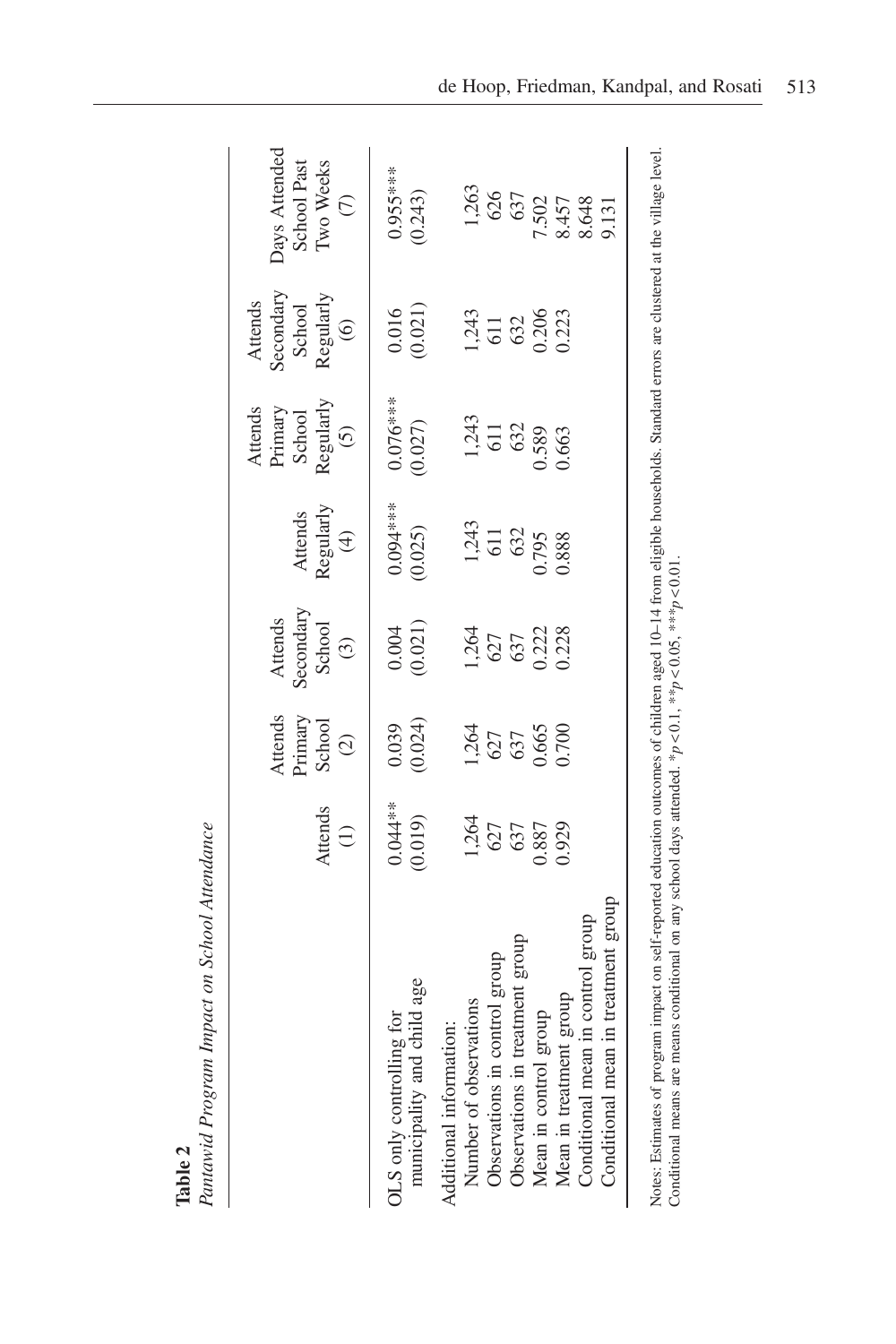**Table 2**

*Pantawid Program Impact on School Attendance*

| | Attends (1) | Attends Primary School (2) | Attends Secondary School (3) | Attends Regularly (4) | Attends Primary School Regularly (5) | Attends Secondary School Regularly (6) | Days Attended School Past Two Weeks (7) |
|---|---|---|---|---|---|---|---|
| OLS only controlling for municipality and child age | 0.044** | 0.039 | 0.004 | 0.094*** | 0.076*** | 0.016 | 0.955*** |
| | (0.019) | (0.024) | (0.021) | (0.025) | (0.027) | (0.021) | (0.243) |
| Additional information: | | | | | | | |
| Number of observations | 1,264 | 1,264 | 1,264 | 1,243 | 1,243 | 1,243 | 1,263 |
| Observations in control group | 627 | 627 | 627 | 611 | 611 | 611 | 626 |
| Observations in treatment group | 637 | 637 | 637 | 632 | 632 | 632 | 637 |
| Mean in control group | 0.887 | 0.665 | 0.222 | 0.795 | 0.589 | 0.206 | 7.502 |
| Mean in treatment group | 0.929 | 0.700 | 0.228 | 0.888 | 0.663 | 0.223 | 8.457 |
| Conditional mean in control group | | | | | | | 8.648 |
| Conditional mean in treatment group | | | | | | | 9.131 |

Notes: Estimates of program impact on self-reported education outcomes of children aged 10–14 from eligible households. Standard errors are clustered at the village level. Conditional means are means conditional on any school days attended. $*p<0.1$, $**p<0.05$, $***p<0.01$.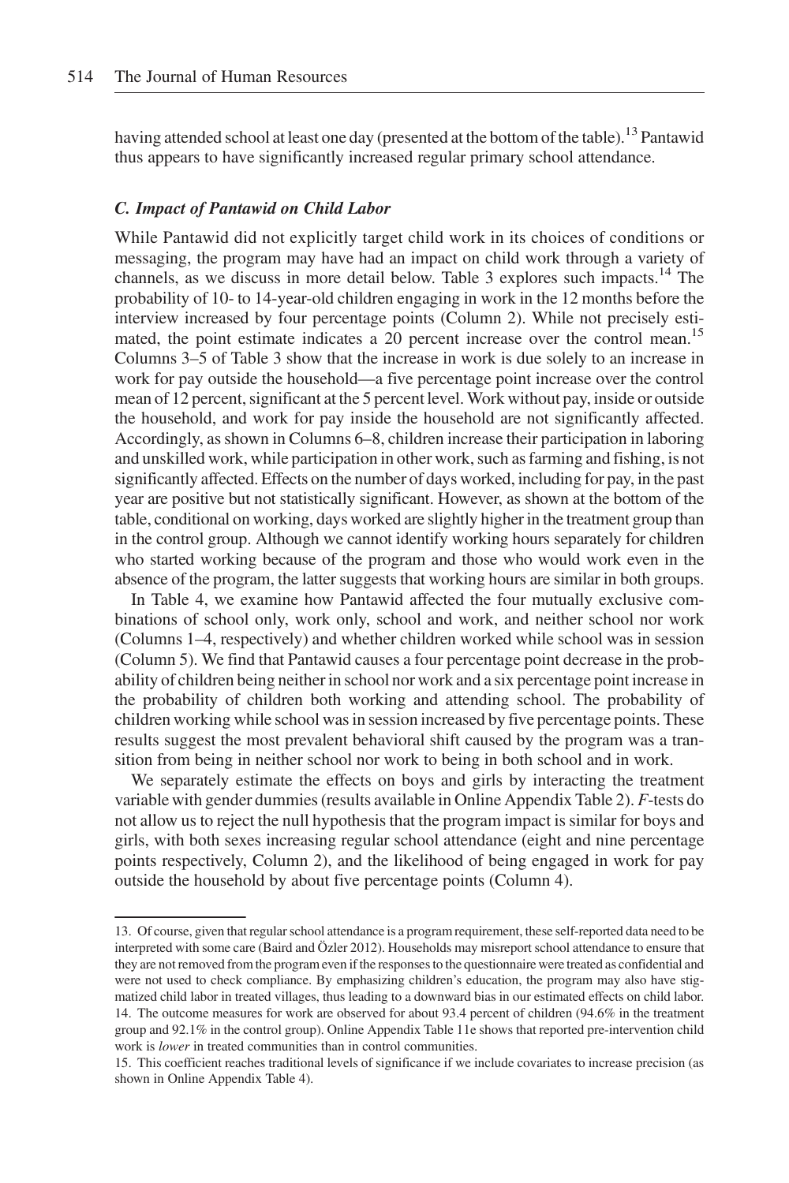having attended school at least one day (presented at the bottom of the table).[13] Pantawid thus appears to have significantly increased regular primary school attendance.

### *C. Impact of Pantawid on Child Labor*

While Pantawid did not explicitly target child work in its choices of conditions or messaging, the program may have had an impact on child work through a variety of channels, as we discuss in more detail below. Table 3 explores such impacts.[14] The probability of 10- to 14-year-old children engaging in work in the 12 months before the interview increased by four percentage points (Column 2). While not precisely estimated, the point estimate indicates a 20 percent increase over the control mean.[15] Columns 3–5 of Table 3 show that the increase in work is due solely to an increase in work for pay outside the household—a five percentage point increase over the control mean of 12 percent, significant at the 5 percent level. Work without pay, inside or outside the household, and work for pay inside the household are not significantly affected. Accordingly, as shown in Columns 6–8, children increase their participation in laboring and unskilled work, while participation in other work, such as farming and fishing, is not significantly affected. Effects on the number of days worked, including for pay, in the past year are positive but not statistically significant. However, as shown at the bottom of the table, conditional on working, days worked are slightly higher in the treatment group than in the control group. Although we cannot identify working hours separately for children who started working because of the program and those who would work even in the absence of the program, the latter suggests that working hours are similar in both groups.

In Table 4, we examine how Pantawid affected the four mutually exclusive combinations of school only, work only, school and work, and neither school nor work (Columns 1–4, respectively) and whether children worked while school was in session (Column 5). We find that Pantawid causes a four percentage point decrease in the probability of children being neither in school nor work and a six percentage point increase in the probability of children both working and attending school. The probability of children working while school was in session increased by five percentage points. These results suggest the most prevalent behavioral shift caused by the program was a transition from being in neither school nor work to being in both school and in work.

We separately estimate the effects on boys and girls by interacting the treatment variable with gender dummies (results available in Online Appendix Table 2). *F*-tests do not allow us to reject the null hypothesis that the program impact is similar for boys and girls, with both sexes increasing regular school attendance (eight and nine percentage points respectively, Column 2), and the likelihood of being engaged in work for pay outside the household by about five percentage points (Column 4).

---

13. Of course, given that regular school attendance is a program requirement, these self-reported data need to be interpreted with some care (Baird and Özler 2012). Households may misreport school attendance to ensure that they are not removed from the program even if the responses to the questionnaire were treated as confidential and were not used to check compliance. By emphasizing children's education, the program may also have stigmatized child labor in treated villages, thus leading to a downward bias in our estimated effects on child labor.

14. The outcome measures for work are observed for about 93.4 percent of children (94.6% in the treatment group and 92.1% in the control group). Online Appendix Table 11e shows that reported pre-intervention child work is *lower* in treated communities than in control communities.

15. This coefficient reaches traditional levels of significance if we include covariates to increase precision (as shown in Online Appendix Table 4).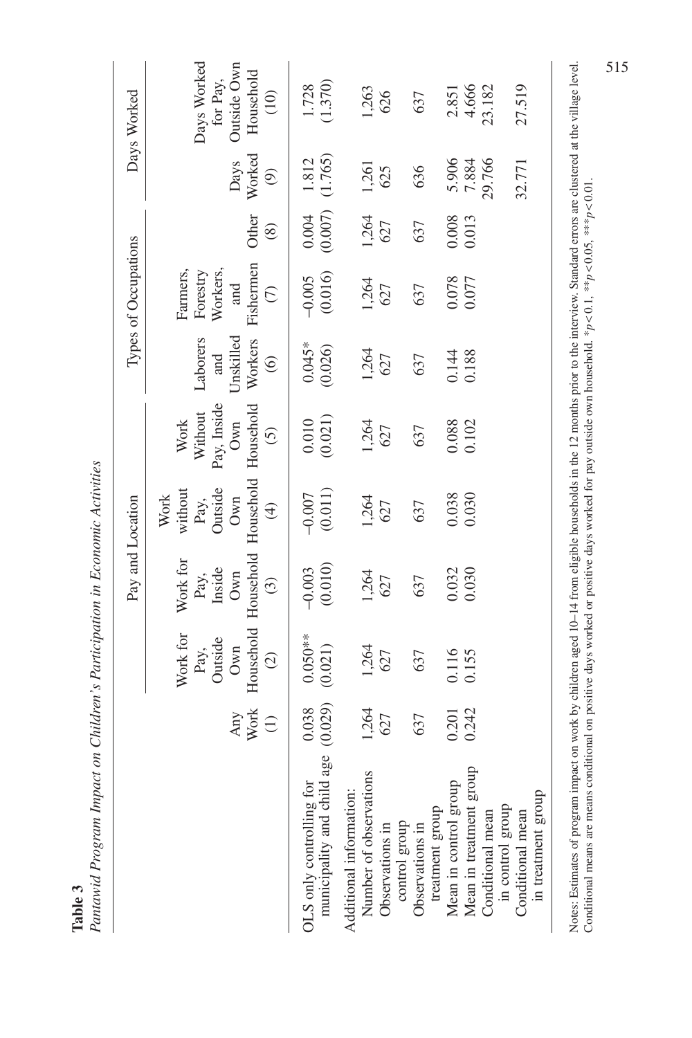**Table 3**

*Pantawid Program Impact on Children's Participation in Economic Activities*

| | | Pay and Location | | | | Types of Occupations | | | Days Worked | |
|---|---|---|---|---|---|---|---|---|---|---|
| | Any Work (1) | Work for Pay, Outside Own Household (2) | Work for Pay, Inside Own Household (3) | Work without Pay, Outside Own Household (4) | Work Without Pay, Inside Own Household (5) | Laborers and Unskilled Workers (6) | Farmers, Forestry Workers, and Fishermen (7) | Other (8) | Days Worked (9) | Days Worked for Pay, Outside Own Household (10) |
| OLS only controlling for municipality and child age | 0.038 (0.029) | 0.050** (0.021) | −0.003 (0.010) | −0.007 (0.011) | 0.010 (0.021) | 0.045* (0.026) | −0.005 (0.016) | 0.004 (0.007) | 1.812 (1.765) | 1.728 (1.370) |
| Additional information: | | | | | | | | | | |
| Number of observations | 1,264 | 1,264 | 1,264 | 1,264 | 1,264 | 1,264 | 1,264 | 1,264 | 1,261 | 1,263 |
| Observations in control group | 627 | 627 | 627 | 627 | 627 | 627 | 627 | 627 | 625 | 626 |
| Observations in treatment group | 637 | 637 | 637 | 637 | 637 | 637 | 637 | 637 | 636 | 637 |
| Mean in control group | 0.201 | 0.116 | 0.032 | 0.038 | 0.088 | 0.144 | 0.078 | 0.008 | 5.906 | 2.851 |
| Mean in treatment group | 0.242 | 0.155 | 0.030 | 0.030 | 0.102 | 0.188 | 0.077 | 0.013 | 7.884 | 4.666 |
| Conditional mean in control group | | | | | | | | | 29.766 | 23.182 |
| Conditional mean in treatment group | | | | | | | | | 32.771 | 27.519 |

Notes: Estimates of program impact on work by children aged 10–14 from eligible households in the 12 months prior to the interview. Standard errors are clustered at the village level. Conditional means are means conditional on positive days worked or positive days worked for pay outside own household. $^{*}p<0.1$, $^{**}p<0.05$, $^{***}p<0.01$.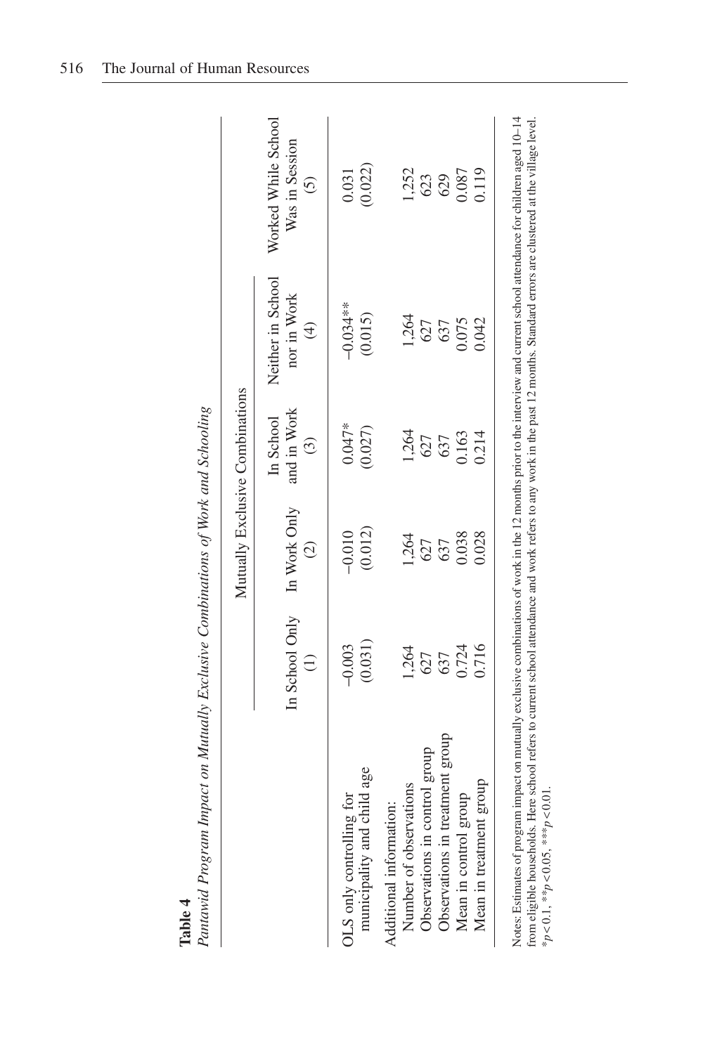**Table 4**

*Pantawid Program Impact on Mutually Exclusive Combinations of Work and Schooling*

| | Mutually Exclusive Combinations | | | | |
|---|---|---|---|---|---|
| | In School Only (1) | In Work Only (2) | In School and in Work (3) | Neither in School nor in Work (4) | Worked While School Was in Session (5) |
| OLS only controlling for municipality and child age | −0.003 | −0.010 | 0.047* | −0.034** | 0.031 |
| | (0.031) | (0.012) | (0.027) | (0.015) | (0.022) |
| Additional information: | | | | | |
| Number of observations | 1,264 | 1,264 | 1,264 | 1,264 | 1,252 |
| Observations in control group | 627 | 627 | 627 | 627 | 623 |
| Observations in treatment group | 637 | 637 | 637 | 637 | 629 |
| Mean in control group | 0.724 | 0.038 | 0.163 | 0.075 | 0.087 |
| Mean in treatment group | 0.716 | 0.028 | 0.214 | 0.042 | 0.119 |

Notes: Estimates of program impact on mutually exclusive combinations of work in the 12 months prior to the interview and current school attendance for children aged 10–14 from eligible households. Here school refers to current school attendance and work refers to any work in the past 12 months. Standard errors are clustered at the village level.
$*p<0.1$, $**p<0.05$, $***p<0.01$.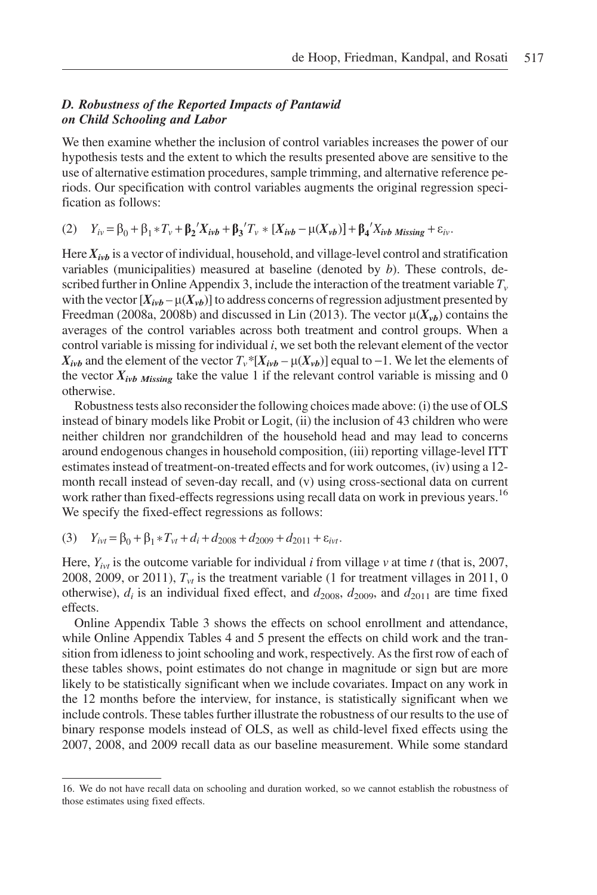### *D. Robustness of the Reported Impacts of Pantawid on Child Schooling and Labor*

We then examine whether the inclusion of control variables increases the power of our hypothesis tests and the extent to which the results presented above are sensitive to the use of alternative estimation procedures, sample trimming, and alternative reference periods. Our specification with control variables augments the original regression specification as follows:

$$(2) \quad Y_{iv} = \beta_0 + \beta_1 * T_v + \boldsymbol{\beta_2}'\boldsymbol{X_{ivb}} + \boldsymbol{\beta_3}'T_v * [\boldsymbol{X_{ivb}} - \mu(\boldsymbol{X_{vb}})] + \boldsymbol{\beta_4}'\boldsymbol{X_{ivb\ Missing}} + \varepsilon_{iv}.$$

Here $\boldsymbol{X_{ivb}}$ is a vector of individual, household, and village-level control and stratification variables (municipalities) measured at baseline (denoted by $b$). These controls, described further in Online Appendix 3, include the interaction of the treatment variable $T_v$ with the vector $[\boldsymbol{X_{ivb}} - \mu(\boldsymbol{X_{vb}})]$ to address concerns of regression adjustment presented by Freedman (2008a, 2008b) and discussed in Lin (2013). The vector $\mu(\boldsymbol{X_{vb}})$ contains the averages of the control variables across both treatment and control groups. When a control variable is missing for individual $i$, we set both the relevant element of the vector $\boldsymbol{X_{ivb}}$ and the element of the vector $T_v$*$[\boldsymbol{X_{ivb}} - \mu(\boldsymbol{X_{vb}})]$ equal to −1. We let the elements of the vector $\boldsymbol{X_{ivb\ Missing}}$ take the value 1 if the relevant control variable is missing and 0 otherwise.

Robustness tests also reconsider the following choices made above: (i) the use of OLS instead of binary models like Probit or Logit, (ii) the inclusion of 43 children who were neither children nor grandchildren of the household head and may lead to concerns around endogenous changes in household composition, (iii) reporting village-level ITT estimates instead of treatment-on-treated effects and for work outcomes, (iv) using a 12-month recall instead of seven-day recall, and (v) using cross-sectional data on current work rather than fixed-effects regressions using recall data on work in previous years.[16] We specify the fixed-effect regressions as follows:

$$(3) \quad Y_{ivt} = \beta_0 + \beta_1 * T_{vt} + d_i + d_{2008} + d_{2009} + d_{2011} + \varepsilon_{ivt}.$$

Here, $Y_{ivt}$ is the outcome variable for individual $i$ from village $v$ at time $t$ (that is, 2007, 2008, 2009, or 2011), $T_{vt}$ is the treatment variable (1 for treatment villages in 2011, 0 otherwise), $d_i$ is an individual fixed effect, and $d_{2008}$, $d_{2009}$, and $d_{2011}$ are time fixed effects.

Online Appendix Table 3 shows the effects on school enrollment and attendance, while Online Appendix Tables 4 and 5 present the effects on child work and the transition from idleness to joint schooling and work, respectively. As the first row of each of these tables shows, point estimates do not change in magnitude or sign but are more likely to be statistically significant when we include covariates. Impact on any work in the 12 months before the interview, for instance, is statistically significant when we include controls. These tables further illustrate the robustness of our results to the use of binary response models instead of OLS, as well as child-level fixed effects using the 2007, 2008, and 2009 recall data as our baseline measurement. While some standard

16. We do not have recall data on schooling and duration worked, so we cannot establish the robustness of those estimates using fixed effects.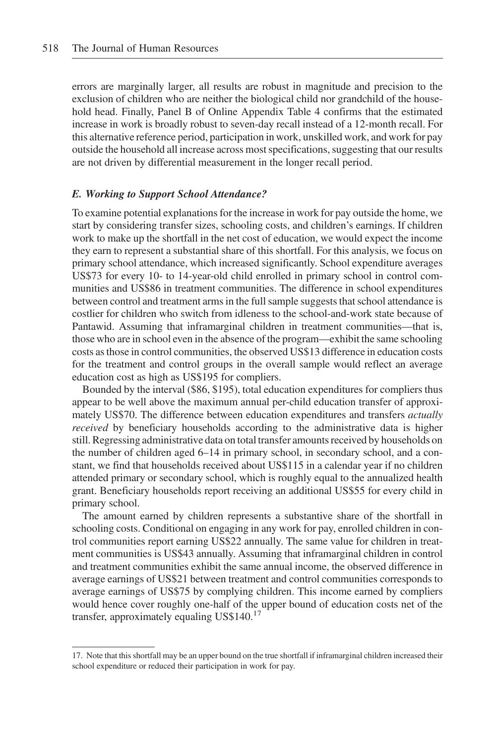errors are marginally larger, all results are robust in magnitude and precision to the exclusion of children who are neither the biological child nor grandchild of the household head. Finally, Panel B of Online Appendix Table 4 confirms that the estimated increase in work is broadly robust to seven-day recall instead of a 12-month recall. For this alternative reference period, participation in work, unskilled work, and work for pay outside the household all increase across most specifications, suggesting that our results are not driven by differential measurement in the longer recall period.

### *E. Working to Support School Attendance?*

To examine potential explanations for the increase in work for pay outside the home, we start by considering transfer sizes, schooling costs, and children's earnings. If children work to make up the shortfall in the net cost of education, we would expect the income they earn to represent a substantial share of this shortfall. For this analysis, we focus on primary school attendance, which increased significantly. School expenditure averages US$73 for every 10- to 14-year-old child enrolled in primary school in control communities and US$86 in treatment communities. The difference in school expenditures between control and treatment arms in the full sample suggests that school attendance is costlier for children who switch from idleness to the school-and-work state because of Pantawid. Assuming that inframarginal children in treatment communities—that is, those who are in school even in the absence of the program—exhibit the same schooling costs as those in control communities, the observed US$13 difference in education costs for the treatment and control groups in the overall sample would reflect an average education cost as high as US$195 for compliers.

Bounded by the interval (\$86, \$195), total education expenditures for compliers thus appear to be well above the maximum annual per-child education transfer of approximately US$70. The difference between education expenditures and transfers *actually received* by beneficiary households according to the administrative data is higher still. Regressing administrative data on total transfer amounts received by households on the number of children aged 6–14 in primary school, in secondary school, and a constant, we find that households received about US$115 in a calendar year if no children attended primary or secondary school, which is roughly equal to the annualized health grant. Beneficiary households report receiving an additional US$55 for every child in primary school.

The amount earned by children represents a substantive share of the shortfall in schooling costs. Conditional on engaging in any work for pay, enrolled children in control communities report earning US$22 annually. The same value for children in treatment communities is US$43 annually. Assuming that inframarginal children in control and treatment communities exhibit the same annual income, the observed difference in average earnings of US$21 between treatment and control communities corresponds to average earnings of US$75 by complying children. This income earned by compliers would hence cover roughly one-half of the upper bound of education costs net of the transfer, approximately equaling US$140.[17]

17. Note that this shortfall may be an upper bound on the true shortfall if inframarginal children increased their school expenditure or reduced their participation in work for pay.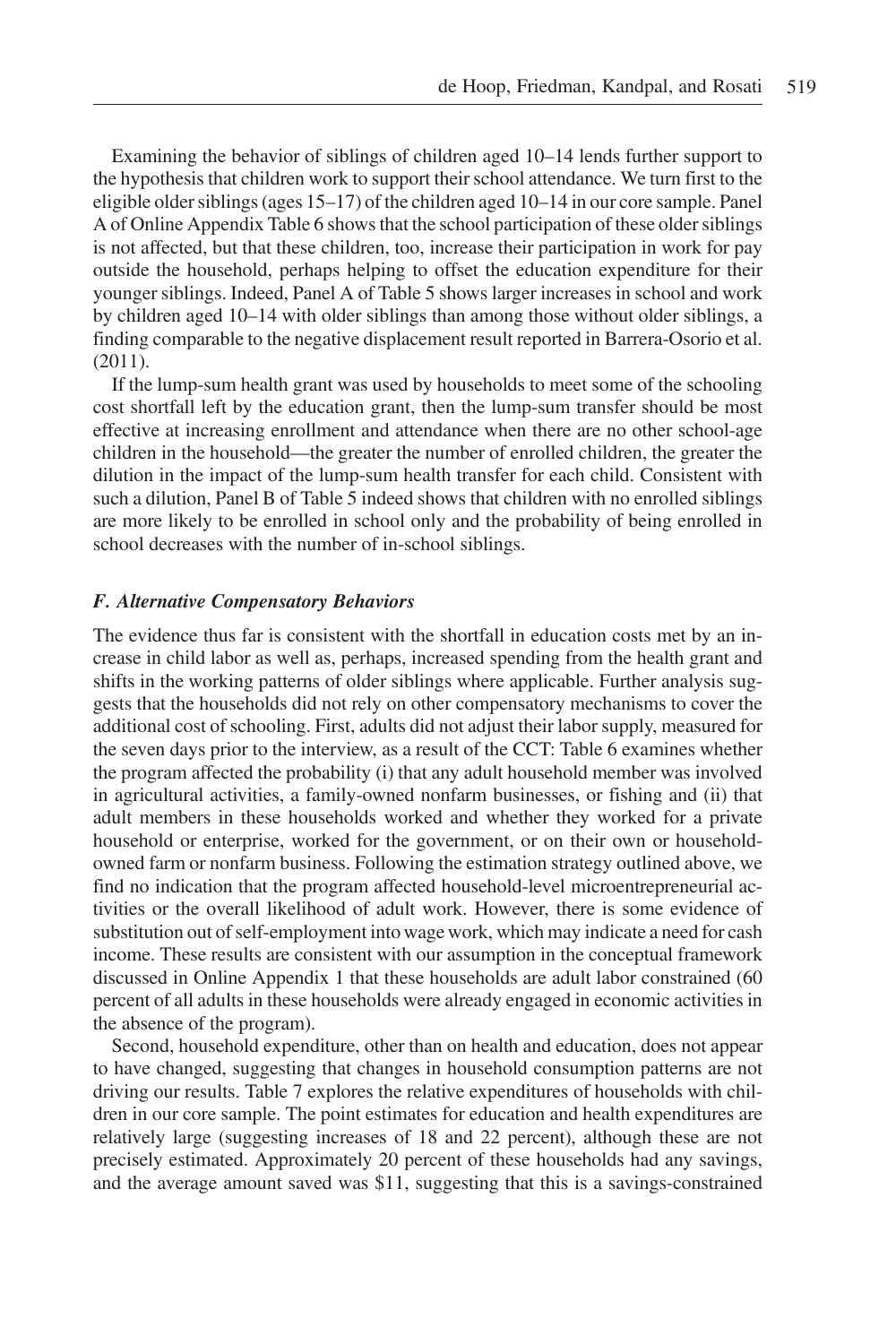Examining the behavior of siblings of children aged 10–14 lends further support to the hypothesis that children work to support their school attendance. We turn first to the eligible older siblings (ages 15–17) of the children aged 10–14 in our core sample. Panel A of Online Appendix Table 6 shows that the school participation of these older siblings is not affected, but that these children, too, increase their participation in work for pay outside the household, perhaps helping to offset the education expenditure for their younger siblings. Indeed, Panel A of Table 5 shows larger increases in school and work by children aged 10–14 with older siblings than among those without older siblings, a finding comparable to the negative displacement result reported in Barrera-Osorio et al. (2011).

If the lump-sum health grant was used by households to meet some of the schooling cost shortfall left by the education grant, then the lump-sum transfer should be most effective at increasing enrollment and attendance when there are no other school-age children in the household—the greater the number of enrolled children, the greater the dilution in the impact of the lump-sum health transfer for each child. Consistent with such a dilution, Panel B of Table 5 indeed shows that children with no enrolled siblings are more likely to be enrolled in school only and the probability of being enrolled in school decreases with the number of in-school siblings.

### *F. Alternative Compensatory Behaviors*

The evidence thus far is consistent with the shortfall in education costs met by an increase in child labor as well as, perhaps, increased spending from the health grant and shifts in the working patterns of older siblings where applicable. Further analysis suggests that the households did not rely on other compensatory mechanisms to cover the additional cost of schooling. First, adults did not adjust their labor supply, measured for the seven days prior to the interview, as a result of the CCT: Table 6 examines whether the program affected the probability (i) that any adult household member was involved in agricultural activities, a family-owned nonfarm businesses, or fishing and (ii) that adult members in these households worked and whether they worked for a private household or enterprise, worked for the government, or on their own or household-owned farm or nonfarm business. Following the estimation strategy outlined above, we find no indication that the program affected household-level microentrepreneurial activities or the overall likelihood of adult work. However, there is some evidence of substitution out of self-employment into wage work, which may indicate a need for cash income. These results are consistent with our assumption in the conceptual framework discussed in Online Appendix 1 that these households are adult labor constrained (60 percent of all adults in these households were already engaged in economic activities in the absence of the program).

Second, household expenditure, other than on health and education, does not appear to have changed, suggesting that changes in household consumption patterns are not driving our results. Table 7 explores the relative expenditures of households with children in our core sample. The point estimates for education and health expenditures are relatively large (suggesting increases of 18 and 22 percent), although these are not precisely estimated. Approximately 20 percent of these households had any savings, and the average amount saved was $11, suggesting that this is a savings-constrained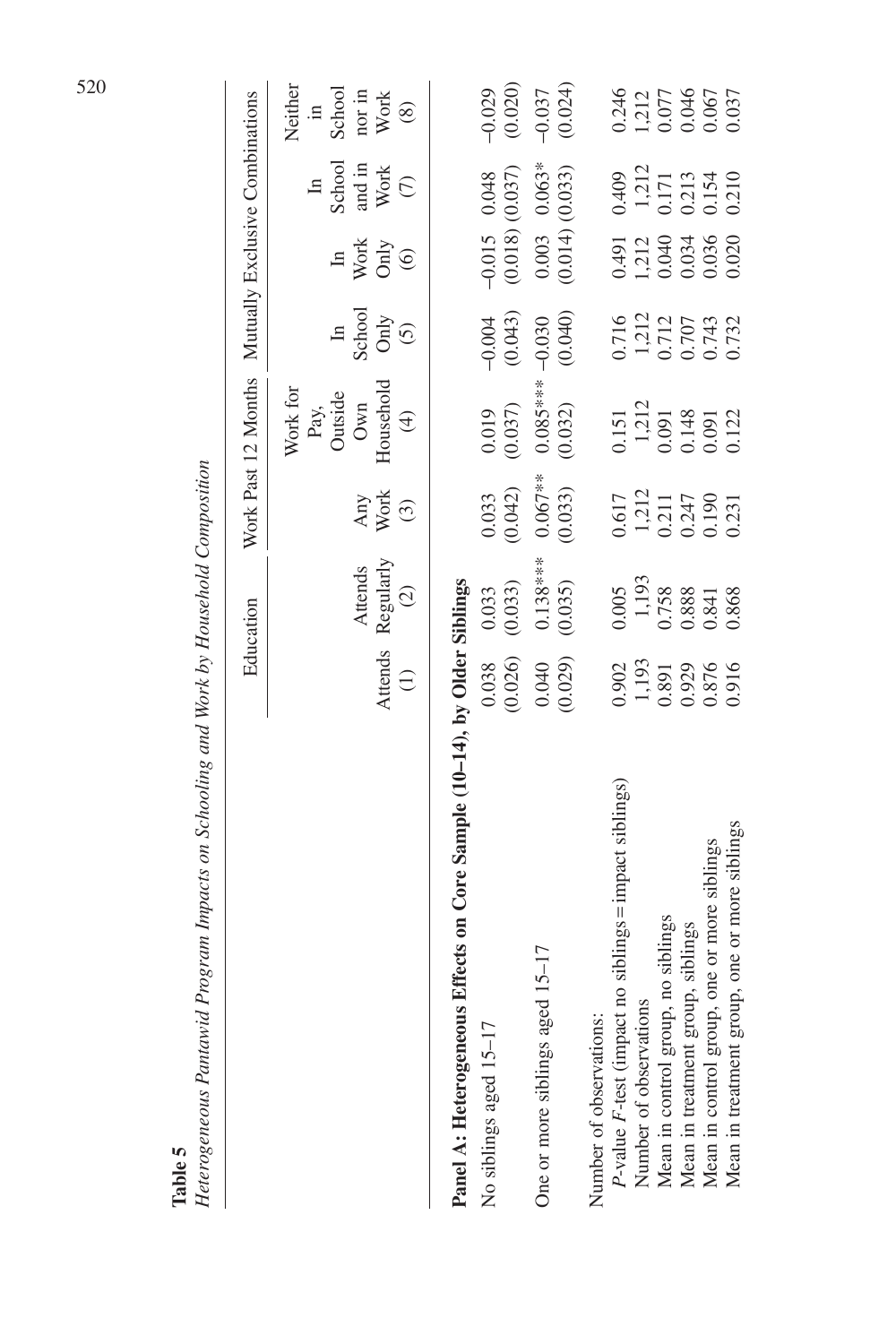**Table 5**

*Heterogeneous Pantawid Program Impacts on Schooling and Work by Household Composition*

| | Education | | Work Past 12 Months | | Mutually Exclusive Combinations | | | |
|---|---|---|---|---|---|---|---|---|
| | Attends (1) | Attends Regularly (2) | Any Work (3) | Work for Pay, Outside Own Household (4) | In School Only (5) | In Work Only (6) | In School and in Work (7) | Neither in School nor in Work (8) |
| **Panel A: Heterogeneous Effects on Core Sample (10–14), by Older Siblings** | | | | | | | | |
| No siblings aged 15–17 | 0.038 | 0.033 | 0.033 | 0.019 | −0.004 | −0.015 | 0.048 | −0.029 |
| | (0.026) | (0.033) | (0.042) | (0.037) | (0.043) | (0.018) | (0.037) | (0.020) |
| One or more siblings aged 15–17 | 0.040 | 0.138*** | 0.067** | 0.085*** | −0.030 | 0.003 | 0.063* | −0.037 |
| | (0.029) | (0.035) | (0.033) | (0.032) | (0.040) | (0.014) | (0.033) | (0.024) |
| Number of observations: | | | | | | | | |
| *P*-value *F*-test (impact no siblings = impact siblings) | 0.902 | 0.005 | 0.617 | 0.151 | 0.716 | 0.491 | 0.409 | 0.246 |
| Number of observations | 1,193 | 1,193 | 1,212 | 1,212 | 1,212 | 1,212 | 1,212 | 1,212 |
| Mean in control group, no siblings | 0.891 | 0.758 | 0.211 | 0.091 | 0.712 | 0.040 | 0.171 | 0.077 |
| Mean in treatment group, siblings | 0.929 | 0.888 | 0.247 | 0.148 | 0.707 | 0.034 | 0.213 | 0.046 |
| Mean in control group, one or more siblings | 0.876 | 0.841 | 0.190 | 0.091 | 0.743 | 0.036 | 0.154 | 0.067 |
| Mean in treatment group, one or more siblings | 0.916 | 0.868 | 0.231 | 0.122 | 0.732 | 0.020 | 0.210 | 0.037 |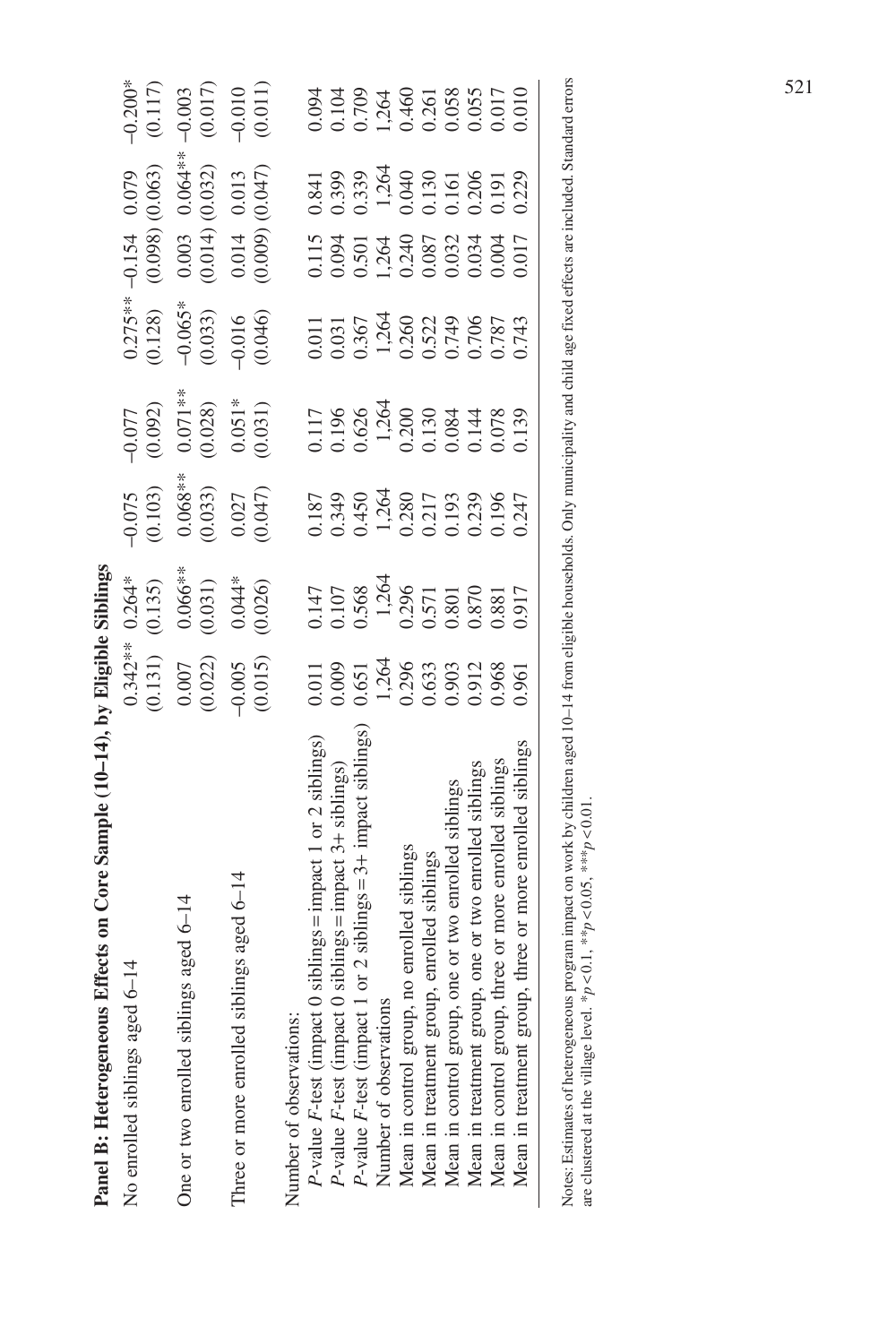**Panel B: Heterogeneous Effects on Core Sample (10–14), by Eligible Siblings**

| | | | | | | | | |
|---|---|---|---|---|---|---|---|---|
| No enrolled siblings aged 6–14 | 0.342** | 0.264* | −0.075 | −0.077 | 0.275** | −0.154 | 0.079 | −0.200* |
| | (0.131) | (0.135) | (0.103) | (0.092) | (0.128) | (0.098) | (0.063) | (0.117) |
| One or two enrolled siblings aged 6–14 | 0.007 | 0.066** | 0.068** | 0.071** | −0.065* | 0.003 | 0.064** | −0.003 |
| | (0.022) | (0.031) | (0.033) | (0.028) | (0.033) | (0.014) | (0.032) | (0.017) |
| Three or more enrolled siblings aged 6–14 | −0.005 | 0.044* | 0.027 | 0.051* | −0.016 | 0.014 | 0.013 | −0.010 |
| | (0.015) | (0.026) | (0.047) | (0.031) | (0.046) | (0.009) | (0.047) | (0.011) |
| Number of observations: | | | | | | | | |
| *P*-value *F*-test (impact 0 siblings = impact 1 or 2 siblings) | 0.011 | 0.147 | 0.187 | 0.117 | 0.011 | 0.115 | 0.841 | 0.094 |
| *P*-value *F*-test (impact 0 siblings = impact 3+ siblings) | 0.009 | 0.107 | 0.349 | 0.196 | 0.031 | 0.094 | 0.399 | 0.104 |
| *P*-value *F*-test (impact 1 or 2 siblings = 3+ impact siblings) | 0.651 | 0.568 | 0.450 | 0.626 | 0.367 | 0.501 | 0.339 | 0.709 |
| Number of observations | 1,264 | 1,264 | 1,264 | 1,264 | 1,264 | 1,264 | 1,264 | 1,264 |
| Mean in control group, no enrolled siblings | 0.296 | 0.296 | 0.280 | 0.200 | 0.260 | 0.240 | 0.040 | 0.460 |
| Mean in treatment group, enrolled siblings | 0.633 | 0.571 | 0.217 | 0.130 | 0.522 | 0.087 | 0.130 | 0.261 |
| Mean in control group, one or two enrolled siblings | 0.903 | 0.801 | 0.193 | 0.084 | 0.749 | 0.032 | 0.161 | 0.058 |
| Mean in treatment group, one or two enrolled siblings | 0.912 | 0.870 | 0.239 | 0.144 | 0.706 | 0.034 | 0.206 | 0.055 |
| Mean in control group, three or more enrolled siblings | 0.968 | 0.881 | 0.196 | 0.078 | 0.787 | 0.004 | 0.191 | 0.017 |
| Mean in treatment group, three or more enrolled siblings | 0.961 | 0.917 | 0.247 | 0.139 | 0.743 | 0.017 | 0.229 | 0.010 |

Notes: Estimates of heterogeneous program impact on work by children aged 10–14 from eligible households. Only municipality and child age fixed effects are included. Standard errors are clustered at the village level. $*p<0.1$, $**p<0.05$, $***p<0.01$.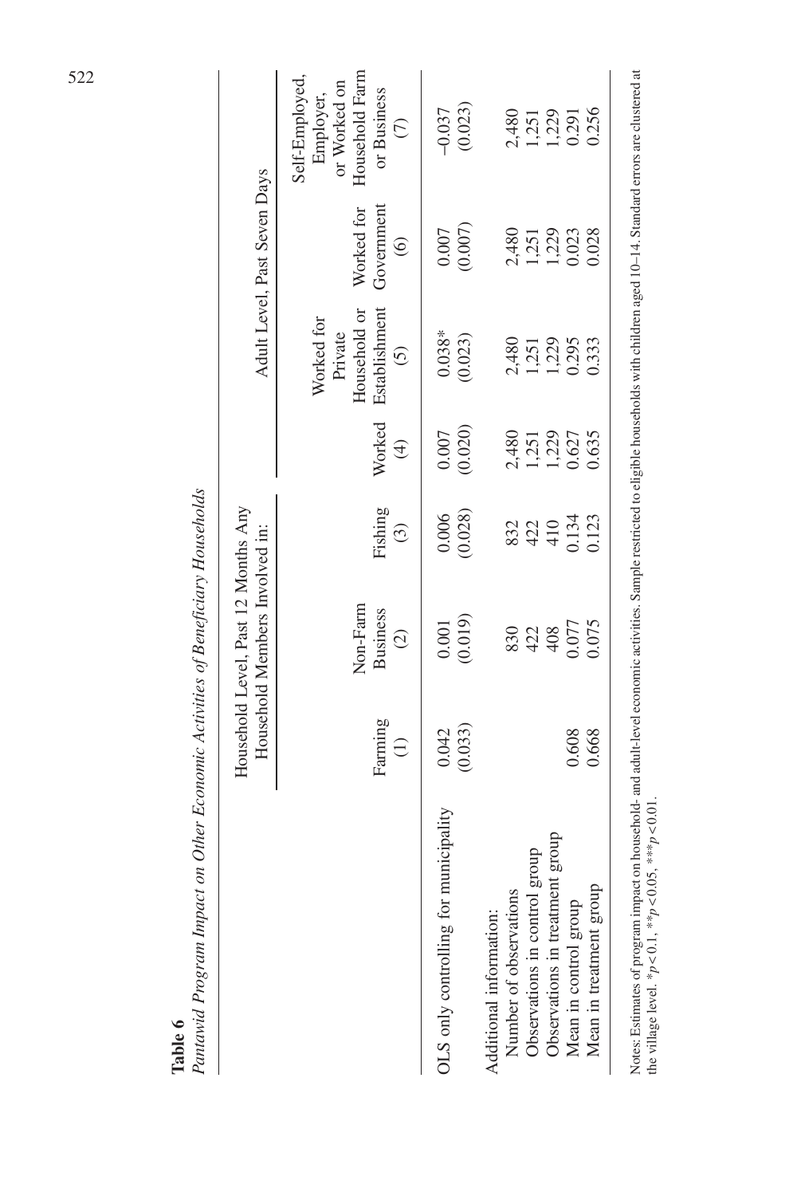**Table 6**

*Pantawid Program Impact on Other Economic Activities of Beneficiary Households*

| | Household Level, Past 12 Months Any Household Members Involved in: | | | Adult Level, Past Seven Days | | | |
|---|---|---|---|---|---|---|---|
| | Farming (1) | Non-Farm Business (2) | Fishing (3) | Worked (4) | Worked for Private Household or Establishment (5) | Worked for Government (6) | Self-Employed, Employer, or Worked on Household Farm or Business (7) |
| OLS only controlling for municipality | 0.042 | 0.001 | 0.006 | 0.007 | 0.038* | 0.007 | −0.037 |
| | (0.033) | (0.019) | (0.028) | (0.020) | (0.023) | (0.007) | (0.023) |
| Additional information: | | | | | | | |
| Number of observations | | 830 | 832 | 2,480 | 2,480 | 2,480 | 2,480 |
| Observations in control group | | 422 | 422 | 1,251 | 1,251 | 1,251 | 1,251 |
| Observations in treatment group | | 408 | 410 | 1,229 | 1,229 | 1,229 | 1,229 |
| Mean in control group | 0.608 | 0.077 | 0.134 | 0.627 | 0.295 | 0.023 | 0.291 |
| Mean in treatment group | 0.668 | 0.075 | 0.123 | 0.635 | 0.333 | 0.028 | 0.256 |

Notes: Estimates of program impact on household- and adult-level economic activities. Sample restricted to eligible households with children aged 10–14. Standard errors are clustered at the village level. *$p<0.1$, **$p<0.05$, ***$p<0.01$.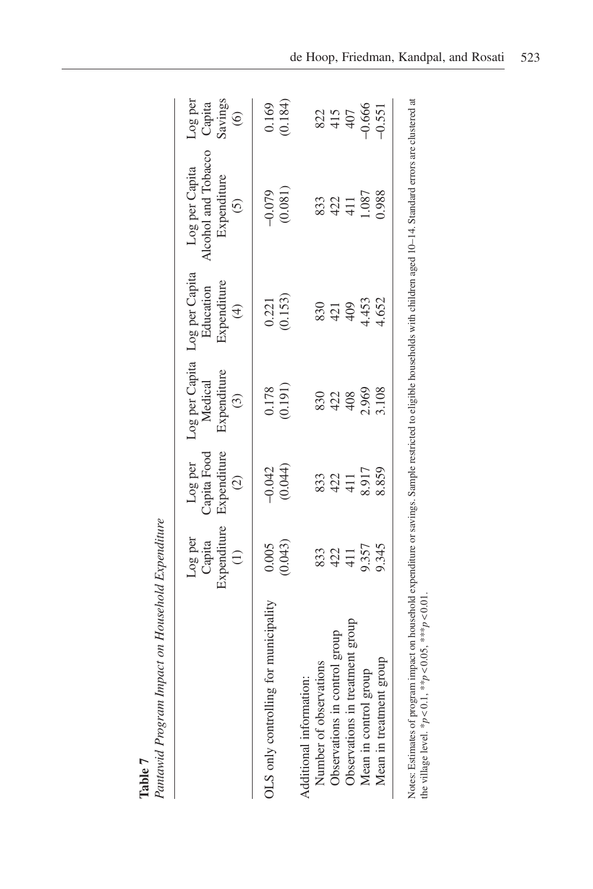**Table 7**

*Pantawid Program Impact on Household Expenditure*

| | Log per Capita Expenditure (1) | Log per Capita Food Expenditure (2) | Log per Capita Medical Expenditure (3) | Log per Capita Education Expenditure (4) | Log per Capita Alcohol and Tobacco Expenditure (5) | Log per Capita Savings (6) |
|---|---|---|---|---|---|---|
| OLS only controlling for municipality | 0.005 | −0.042 | 0.178 | 0.221 | −0.079 | 0.169 |
| | (0.043) | (0.044) | (0.191) | (0.153) | (0.081) | (0.184) |
| Additional information: | | | | | | |
| Number of observations | 833 | 833 | 830 | 830 | 833 | 822 |
| Observations in control group | 422 | 422 | 422 | 421 | 422 | 415 |
| Observations in treatment group | 411 | 411 | 408 | 409 | 411 | 407 |
| Mean in control group | 9.357 | 8.917 | 2.969 | 4.453 | 1.087 | −0.666 |
| Mean in treatment group | 9.345 | 8.859 | 3.108 | 4.652 | 0.988 | −0.551 |

Notes: Estimates of program impact on household expenditure or savings. Sample restricted to eligible households with children aged 10–14. Standard errors are clustered at the village level. $^{*}p<0.1$, $^{**}p<0.05$, $^{***}p<0.01$.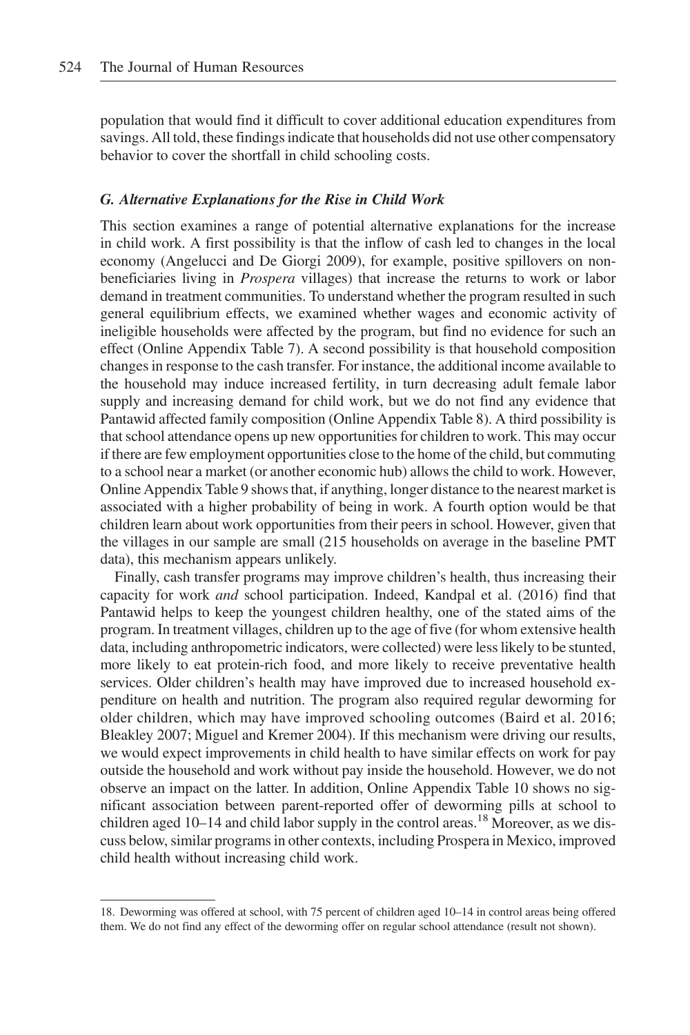population that would find it difficult to cover additional education expenditures from savings. All told, these findings indicate that households did not use other compensatory behavior to cover the shortfall in child schooling costs.

### *G. Alternative Explanations for the Rise in Child Work*

This section examines a range of potential alternative explanations for the increase in child work. A first possibility is that the inflow of cash led to changes in the local economy (Angelucci and De Giorgi 2009), for example, positive spillovers on nonbeneficiaries living in *Prospera* villages) that increase the returns to work or labor demand in treatment communities. To understand whether the program resulted in such general equilibrium effects, we examined whether wages and economic activity of ineligible households were affected by the program, but find no evidence for such an effect (Online Appendix Table 7). A second possibility is that household composition changes in response to the cash transfer. For instance, the additional income available to the household may induce increased fertility, in turn decreasing adult female labor supply and increasing demand for child work, but we do not find any evidence that Pantawid affected family composition (Online Appendix Table 8). A third possibility is that school attendance opens up new opportunities for children to work. This may occur if there are few employment opportunities close to the home of the child, but commuting to a school near a market (or another economic hub) allows the child to work. However, Online Appendix Table 9 shows that, if anything, longer distance to the nearest market is associated with a higher probability of being in work. A fourth option would be that children learn about work opportunities from their peers in school. However, given that the villages in our sample are small (215 households on average in the baseline PMT data), this mechanism appears unlikely.

Finally, cash transfer programs may improve children's health, thus increasing their capacity for work *and* school participation. Indeed, Kandpal et al. (2016) find that Pantawid helps to keep the youngest children healthy, one of the stated aims of the program. In treatment villages, children up to the age of five (for whom extensive health data, including anthropometric indicators, were collected) were less likely to be stunted, more likely to eat protein-rich food, and more likely to receive preventative health services. Older children's health may have improved due to increased household expenditure on health and nutrition. The program also required regular deworming for older children, which may have improved schooling outcomes (Baird et al. 2016; Bleakley 2007; Miguel and Kremer 2004). If this mechanism were driving our results, we would expect improvements in child health to have similar effects on work for pay outside the household and work without pay inside the household. However, we do not observe an impact on the latter. In addition, Online Appendix Table 10 shows no significant association between parent-reported offer of deworming pills at school to children aged 10–14 and child labor supply in the control areas.[18] Moreover, as we discuss below, similar programs in other contexts, including Prospera in Mexico, improved child health without increasing child work.

18. Deworming was offered at school, with 75 percent of children aged 10–14 in control areas being offered them. We do not find any effect of the deworming offer on regular school attendance (result not shown).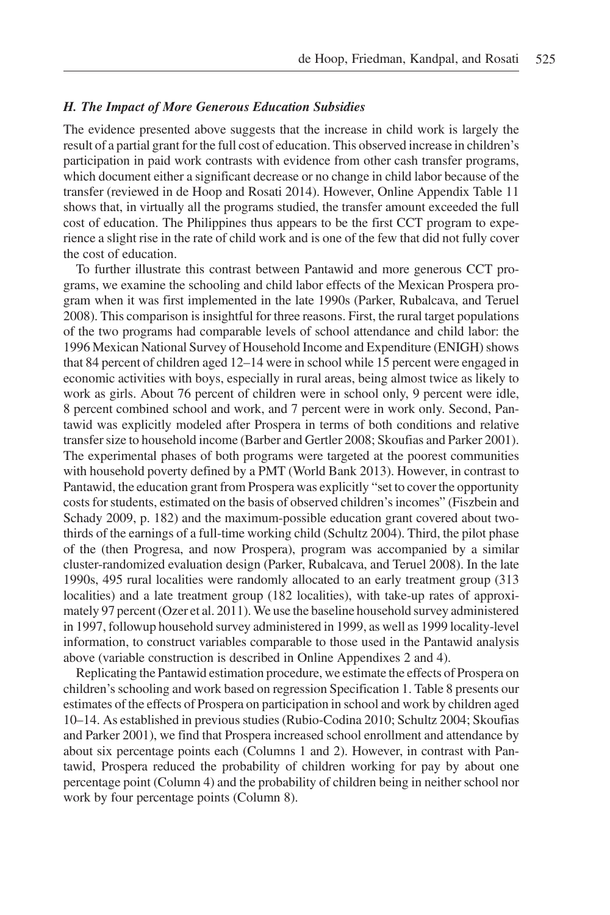### *H. The Impact of More Generous Education Subsidies*

The evidence presented above suggests that the increase in child work is largely the result of a partial grant for the full cost of education. This observed increase in children's participation in paid work contrasts with evidence from other cash transfer programs, which document either a significant decrease or no change in child labor because of the transfer (reviewed in de Hoop and Rosati 2014). However, Online Appendix Table 11 shows that, in virtually all the programs studied, the transfer amount exceeded the full cost of education. The Philippines thus appears to be the first CCT program to experience a slight rise in the rate of child work and is one of the few that did not fully cover the cost of education.

To further illustrate this contrast between Pantawid and more generous CCT programs, we examine the schooling and child labor effects of the Mexican Prospera program when it was first implemented in the late 1990s (Parker, Rubalcava, and Teruel 2008). This comparison is insightful for three reasons. First, the rural target populations of the two programs had comparable levels of school attendance and child labor: the 1996 Mexican National Survey of Household Income and Expenditure (ENIGH) shows that 84 percent of children aged 12–14 were in school while 15 percent were engaged in economic activities with boys, especially in rural areas, being almost twice as likely to work as girls. About 76 percent of children were in school only, 9 percent were idle, 8 percent combined school and work, and 7 percent were in work only. Second, Pantawid was explicitly modeled after Prospera in terms of both conditions and relative transfer size to household income (Barber and Gertler 2008; Skoufias and Parker 2001). The experimental phases of both programs were targeted at the poorest communities with household poverty defined by a PMT (World Bank 2013). However, in contrast to Pantawid, the education grant from Prospera was explicitly "set to cover the opportunity costs for students, estimated on the basis of observed children's incomes" (Fiszbein and Schady 2009, p. 182) and the maximum-possible education grant covered about two-thirds of the earnings of a full-time working child (Schultz 2004). Third, the pilot phase of the (then Progresa, and now Prospera), program was accompanied by a similar cluster-randomized evaluation design (Parker, Rubalcava, and Teruel 2008). In the late 1990s, 495 rural localities were randomly allocated to an early treatment group (313 localities) and a late treatment group (182 localities), with take-up rates of approximately 97 percent (Ozer et al. 2011). We use the baseline household survey administered in 1997, followup household survey administered in 1999, as well as 1999 locality-level information, to construct variables comparable to those used in the Pantawid analysis above (variable construction is described in Online Appendixes 2 and 4).

Replicating the Pantawid estimation procedure, we estimate the effects of Prospera on children's schooling and work based on regression Specification 1. Table 8 presents our estimates of the effects of Prospera on participation in school and work by children aged 10–14. As established in previous studies (Rubio-Codina 2010; Schultz 2004; Skoufias and Parker 2001), we find that Prospera increased school enrollment and attendance by about six percentage points each (Columns 1 and 2). However, in contrast with Pantawid, Prospera reduced the probability of children working for pay by about one percentage point (Column 4) and the probability of children being in neither school nor work by four percentage points (Column 8).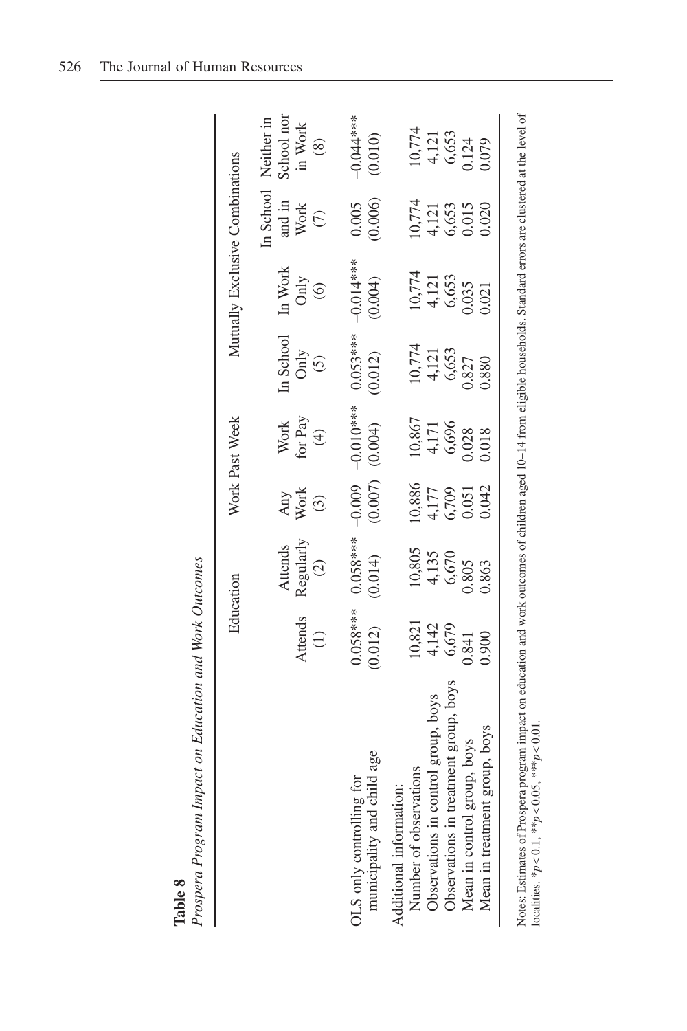**Table 8**

*Prospera Program Impact on Education and Work Outcomes*

| | Education | | Work Past Week | | Mutually Exclusive Combinations | | | |
|---|---|---|---|---|---|---|---|---|
| | Attends (1) | Attends Regularly (2) | Any Work (3) | Work for Pay (4) | In School Only (5) | In Work Only (6) | In School and in Work (7) | Neither in School nor in Work (8) |
| OLS only controlling for municipality and child age | 0.058*** (0.012) | 0.058*** (0.014) | −0.009 (0.007) | −0.010*** (0.004) | 0.053*** (0.012) | −0.014*** (0.004) | 0.005 (0.006) | −0.044*** (0.010) |
| Additional information: | | | | | | | | |
| Number of observations | 10,821 | 10,805 | 10,886 | 10,867 | 10,774 | 10,774 | 10,774 | 10,774 |
| Observations in control group, boys | 4,142 | 4,135 | 4,177 | 4,171 | 4,121 | 4,121 | 4,121 | 4,121 |
| Observations in treatment group, boys | 6,679 | 6,670 | 6,709 | 6,696 | 6,653 | 6,653 | 6,653 | 6,653 |
| Mean in control group, boys | 0.841 | 0.805 | 0.051 | 0.028 | 0.827 | 0.035 | 0.015 | 0.124 |
| Mean in treatment group, boys | 0.900 | 0.863 | 0.042 | 0.018 | 0.880 | 0.021 | 0.020 | 0.079 |

Notes: Estimates of Prospera program impact on education and work outcomes of children aged 10–14 from eligible households. Standard errors are clustered at the level of localities. $*p<0.1$, $**p<0.05$, $***p<0.01$.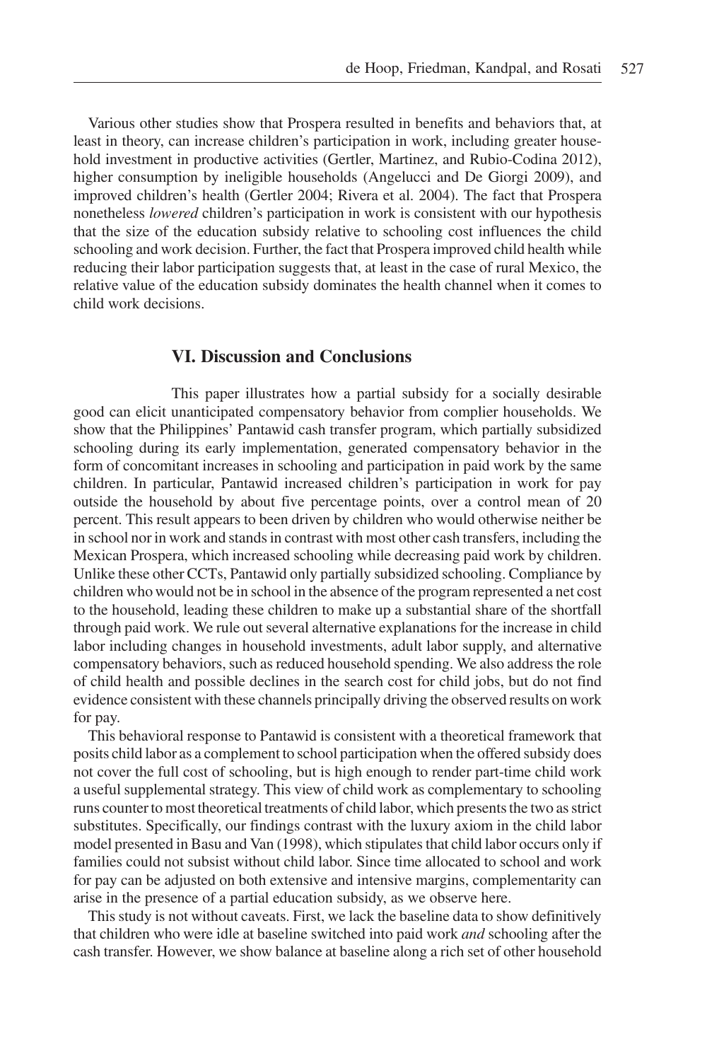Various other studies show that Prospera resulted in benefits and behaviors that, at least in theory, can increase children's participation in work, including greater household investment in productive activities (Gertler, Martinez, and Rubio-Codina 2012), higher consumption by ineligible households (Angelucci and De Giorgi 2009), and improved children's health (Gertler 2004; Rivera et al. 2004). The fact that Prospera nonetheless *lowered* children's participation in work is consistent with our hypothesis that the size of the education subsidy relative to schooling cost influences the child schooling and work decision. Further, the fact that Prospera improved child health while reducing their labor participation suggests that, at least in the case of rural Mexico, the relative value of the education subsidy dominates the health channel when it comes to child work decisions.

## VI. Discussion and Conclusions

This paper illustrates how a partial subsidy for a socially desirable good can elicit unanticipated compensatory behavior from complier households. We show that the Philippines' Pantawid cash transfer program, which partially subsidized schooling during its early implementation, generated compensatory behavior in the form of concomitant increases in schooling and participation in paid work by the same children. In particular, Pantawid increased children's participation in work for pay outside the household by about five percentage points, over a control mean of 20 percent. This result appears to been driven by children who would otherwise neither be in school nor in work and stands in contrast with most other cash transfers, including the Mexican Prospera, which increased schooling while decreasing paid work by children. Unlike these other CCTs, Pantawid only partially subsidized schooling. Compliance by children who would not be in school in the absence of the program represented a net cost to the household, leading these children to make up a substantial share of the shortfall through paid work. We rule out several alternative explanations for the increase in child labor including changes in household investments, adult labor supply, and alternative compensatory behaviors, such as reduced household spending. We also address the role of child health and possible declines in the search cost for child jobs, but do not find evidence consistent with these channels principally driving the observed results on work for pay.

This behavioral response to Pantawid is consistent with a theoretical framework that posits child labor as a complement to school participation when the offered subsidy does not cover the full cost of schooling, but is high enough to render part-time child work a useful supplemental strategy. This view of child work as complementary to schooling runs counter to most theoretical treatments of child labor, which presents the two as strict substitutes. Specifically, our findings contrast with the luxury axiom in the child labor model presented in Basu and Van (1998), which stipulates that child labor occurs only if families could not subsist without child labor. Since time allocated to school and work for pay can be adjusted on both extensive and intensive margins, complementarity can arise in the presence of a partial education subsidy, as we observe here.

This study is not without caveats. First, we lack the baseline data to show definitively that children who were idle at baseline switched into paid work *and* schooling after the cash transfer. However, we show balance at baseline along a rich set of other household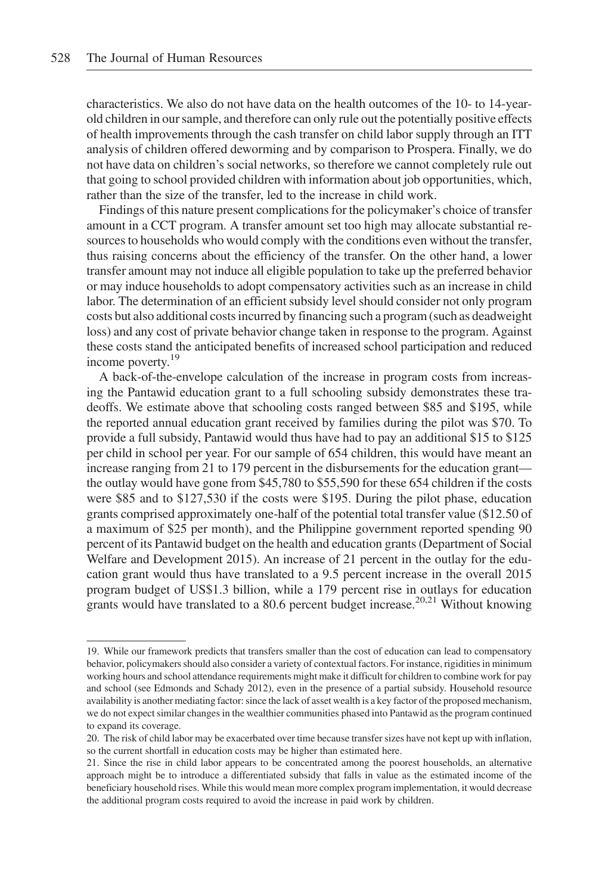characteristics. We also do not have data on the health outcomes of the 10- to 14-year-old children in our sample, and therefore can only rule out the potentially positive effects of health improvements through the cash transfer on child labor supply through an ITT analysis of children offered deworming and by comparison to Prospera. Finally, we do not have data on children's social networks, so therefore we cannot completely rule out that going to school provided children with information about job opportunities, which, rather than the size of the transfer, led to the increase in child work.

Findings of this nature present complications for the policymaker's choice of transfer amount in a CCT program. A transfer amount set too high may allocate substantial resources to households who would comply with the conditions even without the transfer, thus raising concerns about the efficiency of the transfer. On the other hand, a lower transfer amount may not induce all eligible population to take up the preferred behavior or may induce households to adopt compensatory activities such as an increase in child labor. The determination of an efficient subsidy level should consider not only program costs but also additional costs incurred by financing such a program (such as deadweight loss) and any cost of private behavior change taken in response to the program. Against these costs stand the anticipated benefits of increased school participation and reduced income poverty.[19]

A back-of-the-envelope calculation of the increase in program costs from increasing the Pantawid education grant to a full schooling subsidy demonstrates these tradeoffs. We estimate above that schooling costs ranged between \$85 and \$195, while the reported annual education grant received by families during the pilot was \$70. To provide a full subsidy, Pantawid would thus have had to pay an additional \$15 to \$125 per child in school per year. For our sample of 654 children, this would have meant an increase ranging from 21 to 179 percent in the disbursements for the education grant—the outlay would have gone from \$45,780 to \$55,590 for these 654 children if the costs were \$85 and to \$127,530 if the costs were \$195. During the pilot phase, education grants comprised approximately one-half of the potential total transfer value (\$12.50 of a maximum of \$25 per month), and the Philippine government reported spending 90 percent of its Pantawid budget on the health and education grants (Department of Social Welfare and Development 2015). An increase of 21 percent in the outlay for the education grant would thus have translated to a 9.5 percent increase in the overall 2015 program budget of US\$1.3 billion, while a 179 percent rise in outlays for education grants would have translated to a 80.6 percent budget increase.[20,21] Without knowing

---

19. While our framework predicts that transfers smaller than the cost of education can lead to compensatory behavior, policymakers should also consider a variety of contextual factors. For instance, rigidities in minimum working hours and school attendance requirements might make it difficult for children to combine work for pay and school (see Edmonds and Schady 2012), even in the presence of a partial subsidy. Household resource availability is another mediating factor: since the lack of asset wealth is a key factor of the proposed mechanism, we do not expect similar changes in the wealthier communities phased into Pantawid as the program continued to expand its coverage.

20. The risk of child labor may be exacerbated over time because transfer sizes have not kept up with inflation, so the current shortfall in education costs may be higher than estimated here.

21. Since the rise in child labor appears to be concentrated among the poorest households, an alternative approach might be to introduce a differentiated subsidy that falls in value as the estimated income of the beneficiary household rises. While this would mean more complex program implementation, it would decrease the additional program costs required to avoid the increase in paid work by children.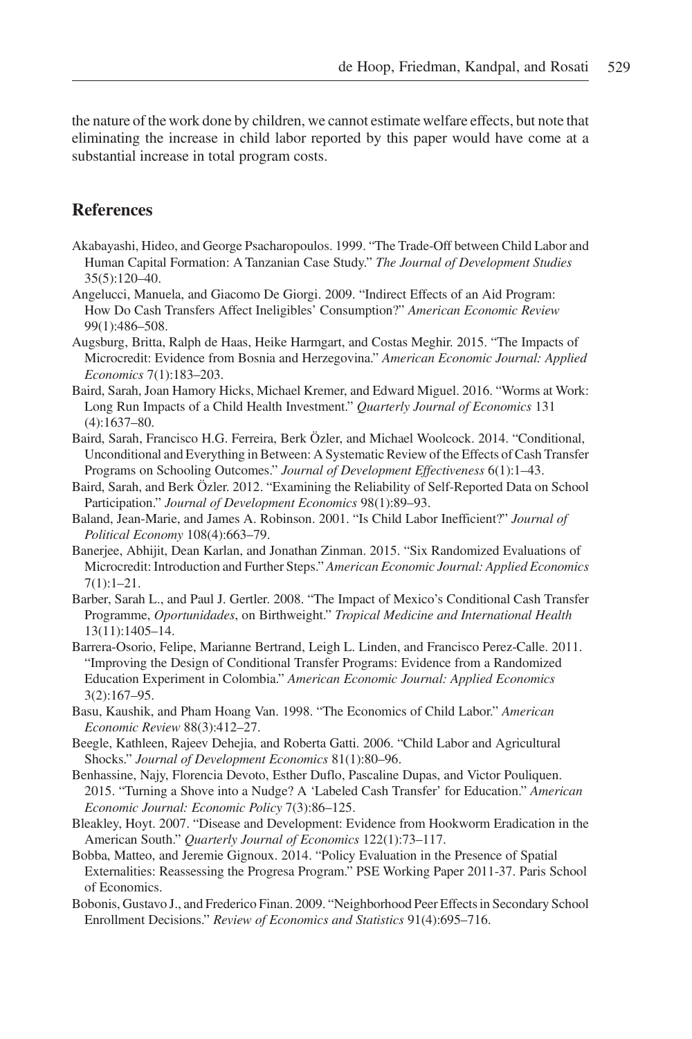the nature of the work done by children, we cannot estimate welfare effects, but note that eliminating the increase in child labor reported by this paper would have come at a substantial increase in total program costs.

## References

Akabayashi, Hideo, and George Psacharopoulos. 1999. "The Trade-Off between Child Labor and Human Capital Formation: A Tanzanian Case Study." *The Journal of Development Studies* 35(5):120–40.

Angelucci, Manuela, and Giacomo De Giorgi. 2009. "Indirect Effects of an Aid Program: How Do Cash Transfers Affect Ineligibles' Consumption?" *American Economic Review* 99(1):486–508.

Augsburg, Britta, Ralph de Haas, Heike Harmgart, and Costas Meghir. 2015. "The Impacts of Microcredit: Evidence from Bosnia and Herzegovina." *American Economic Journal: Applied Economics* 7(1):183–203.

Baird, Sarah, Joan Hamory Hicks, Michael Kremer, and Edward Miguel. 2016. "Worms at Work: Long Run Impacts of a Child Health Investment." *Quarterly Journal of Economics* 131 (4):1637–80.

Baird, Sarah, Francisco H.G. Ferreira, Berk Özler, and Michael Woolcock. 2014. "Conditional, Unconditional and Everything in Between: A Systematic Review of the Effects of Cash Transfer Programs on Schooling Outcomes." *Journal of Development Effectiveness* 6(1):1–43.

Baird, Sarah, and Berk Özler. 2012. "Examining the Reliability of Self-Reported Data on School Participation." *Journal of Development Economics* 98(1):89–93.

Baland, Jean-Marie, and James A. Robinson. 2001. "Is Child Labor Inefficient?" *Journal of Political Economy* 108(4):663–79.

Banerjee, Abhijit, Dean Karlan, and Jonathan Zinman. 2015. "Six Randomized Evaluations of Microcredit: Introduction and Further Steps." *American Economic Journal: Applied Economics* 7(1):1–21.

Barber, Sarah L., and Paul J. Gertler. 2008. "The Impact of Mexico's Conditional Cash Transfer Programme, *Oportunidades*, on Birthweight." *Tropical Medicine and International Health* 13(11):1405–14.

Barrera-Osorio, Felipe, Marianne Bertrand, Leigh L. Linden, and Francisco Perez-Calle. 2011. "Improving the Design of Conditional Transfer Programs: Evidence from a Randomized Education Experiment in Colombia." *American Economic Journal: Applied Economics* 3(2):167–95.

Basu, Kaushik, and Pham Hoang Van. 1998. "The Economics of Child Labor." *American Economic Review* 88(3):412–27.

Beegle, Kathleen, Rajeev Dehejia, and Roberta Gatti. 2006. "Child Labor and Agricultural Shocks." *Journal of Development Economics* 81(1):80–96.

Benhassine, Najy, Florencia Devoto, Esther Duflo, Pascaline Dupas, and Victor Pouliquen. 2015. "Turning a Shove into a Nudge? A 'Labeled Cash Transfer' for Education." *American Economic Journal: Economic Policy* 7(3):86–125.

Bleakley, Hoyt. 2007. "Disease and Development: Evidence from Hookworm Eradication in the American South." *Quarterly Journal of Economics* 122(1):73–117.

Bobba, Matteo, and Jeremie Gignoux. 2014. "Policy Evaluation in the Presence of Spatial Externalities: Reassessing the Progresa Program." PSE Working Paper 2011-37. Paris School of Economics.

Bobonis, Gustavo J., and Frederico Finan. 2009. "Neighborhood Peer Effects in Secondary School Enrollment Decisions." *Review of Economics and Statistics* 91(4):695–716.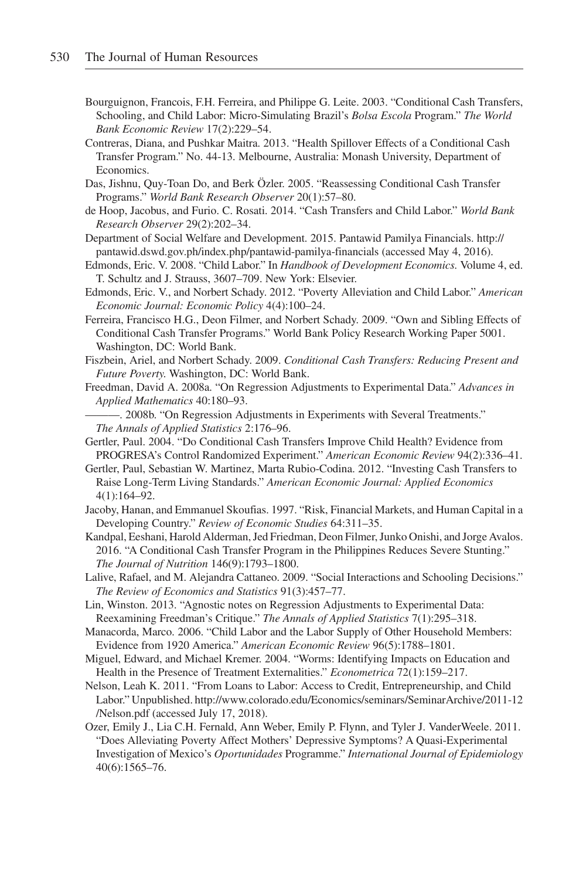Bourguignon, Francois, F.H. Ferreira, and Philippe G. Leite. 2003. "Conditional Cash Transfers, Schooling, and Child Labor: Micro-Simulating Brazil's *Bolsa Escola* Program." *The World Bank Economic Review* 17(2):229–54.

Contreras, Diana, and Pushkar Maitra. 2013. "Health Spillover Effects of a Conditional Cash Transfer Program." No. 44-13. Melbourne, Australia: Monash University, Department of Economics.

Das, Jishnu, Quy-Toan Do, and Berk Özler. 2005. "Reassessing Conditional Cash Transfer Programs." *World Bank Research Observer* 20(1):57–80.

de Hoop, Jacobus, and Furio. C. Rosati. 2014. "Cash Transfers and Child Labor." *World Bank Research Observer* 29(2):202–34.

Department of Social Welfare and Development. 2015. Pantawid Pamilya Financials. http://pantawid.dswd.gov.ph/index.php/pantawid-pamilya-financials (accessed May 4, 2016).

Edmonds, Eric. V. 2008. "Child Labor." In *Handbook of Development Economics.* Volume 4, ed. T. Schultz and J. Strauss, 3607–709. New York: Elsevier.

Edmonds, Eric. V., and Norbert Schady. 2012. "Poverty Alleviation and Child Labor." *American Economic Journal: Economic Policy* 4(4):100–24.

Ferreira, Francisco H.G., Deon Filmer, and Norbert Schady. 2009. "Own and Sibling Effects of Conditional Cash Transfer Programs." World Bank Policy Research Working Paper 5001. Washington, DC: World Bank.

Fiszbein, Ariel, and Norbert Schady. 2009. *Conditional Cash Transfers: Reducing Present and Future Poverty.* Washington, DC: World Bank.

Freedman, David A. 2008a. "On Regression Adjustments to Experimental Data." *Advances in Applied Mathematics* 40:180–93.

———. 2008b. "On Regression Adjustments in Experiments with Several Treatments." *The Annals of Applied Statistics* 2:176–96.

Gertler, Paul. 2004. "Do Conditional Cash Transfers Improve Child Health? Evidence from PROGRESA's Control Randomized Experiment." *American Economic Review* 94(2):336–41.

Gertler, Paul, Sebastian W. Martinez, Marta Rubio-Codina. 2012. "Investing Cash Transfers to Raise Long-Term Living Standards." *American Economic Journal: Applied Economics* 4(1):164–92.

Jacoby, Hanan, and Emmanuel Skoufias. 1997. "Risk, Financial Markets, and Human Capital in a Developing Country." *Review of Economic Studies* 64:311–35.

Kandpal, Eeshani, Harold Alderman, Jed Friedman, Deon Filmer, Junko Onishi, and Jorge Avalos. 2016. "A Conditional Cash Transfer Program in the Philippines Reduces Severe Stunting." *The Journal of Nutrition* 146(9):1793–1800.

Lalive, Rafael, and M. Alejandra Cattaneo. 2009. "Social Interactions and Schooling Decisions." *The Review of Economics and Statistics* 91(3):457–77.

Lin, Winston. 2013. "Agnostic notes on Regression Adjustments to Experimental Data: Reexamining Freedman's Critique." *The Annals of Applied Statistics* 7(1):295–318.

Manacorda, Marco. 2006. "Child Labor and the Labor Supply of Other Household Members: Evidence from 1920 America." *American Economic Review* 96(5):1788–1801.

Miguel, Edward, and Michael Kremer. 2004. "Worms: Identifying Impacts on Education and Health in the Presence of Treatment Externalities." *Econometrica* 72(1):159–217.

Nelson, Leah K. 2011. "From Loans to Labor: Access to Credit, Entrepreneurship, and Child Labor." Unpublished. http://www.colorado.edu/Economics/seminars/SeminarArchive/2011-12/Nelson.pdf (accessed July 17, 2018).

Ozer, Emily J., Lia C.H. Fernald, Ann Weber, Emily P. Flynn, and Tyler J. VanderWeele. 2011. "Does Alleviating Poverty Affect Mothers' Depressive Symptoms? A Quasi-Experimental Investigation of Mexico's *Oportunidades* Programme." *International Journal of Epidemiology* 40(6):1565–76.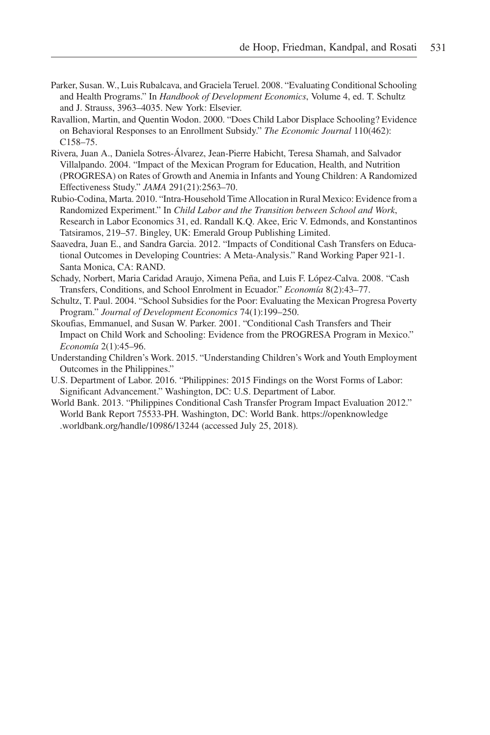Parker, Susan. W., Luis Rubalcava, and Graciela Teruel. 2008. "Evaluating Conditional Schooling and Health Programs." In *Handbook of Development Economics*, Volume 4, ed. T. Schultz and J. Strauss, 3963–4035. New York: Elsevier.

Ravallion, Martin, and Quentin Wodon. 2000. "Does Child Labor Displace Schooling? Evidence on Behavioral Responses to an Enrollment Subsidy." *The Economic Journal* 110(462): C158–75.

Rivera, Juan A., Daniela Sotres-Álvarez, Jean-Pierre Habicht, Teresa Shamah, and Salvador Villalpando. 2004. "Impact of the Mexican Program for Education, Health, and Nutrition (PROGRESA) on Rates of Growth and Anemia in Infants and Young Children: A Randomized Effectiveness Study." *JAMA* 291(21):2563–70.

Rubio-Codina, Marta. 2010. "Intra-Household Time Allocation in Rural Mexico: Evidence from a Randomized Experiment." In *Child Labor and the Transition between School and Work*, Research in Labor Economics 31, ed. Randall K.Q. Akee, Eric V. Edmonds, and Konstantinos Tatsiramos, 219–57. Bingley, UK: Emerald Group Publishing Limited.

Saavedra, Juan E., and Sandra Garcia. 2012. "Impacts of Conditional Cash Transfers on Educational Outcomes in Developing Countries: A Meta-Analysis." Rand Working Paper 921-1. Santa Monica, CA: RAND.

Schady, Norbert, Maria Caridad Araujo, Ximena Peña, and Luis F. López-Calva. 2008. "Cash Transfers, Conditions, and School Enrolment in Ecuador." *Economía* 8(2):43–77.

Schultz, T. Paul. 2004. "School Subsidies for the Poor: Evaluating the Mexican Progresa Poverty Program." *Journal of Development Economics* 74(1):199–250.

Skoufias, Emmanuel, and Susan W. Parker. 2001. "Conditional Cash Transfers and Their Impact on Child Work and Schooling: Evidence from the PROGRESA Program in Mexico." *Economía* 2(1):45–96.

Understanding Children's Work. 2015. "Understanding Children's Work and Youth Employment Outcomes in the Philippines."

U.S. Department of Labor. 2016. "Philippines: 2015 Findings on the Worst Forms of Labor: Significant Advancement." Washington, DC: U.S. Department of Labor.

World Bank. 2013. "Philippines Conditional Cash Transfer Program Impact Evaluation 2012." World Bank Report 75533-PH. Washington, DC: World Bank. https://openknowledge.worldbank.org/handle/10986/13244 (accessed July 25, 2018).